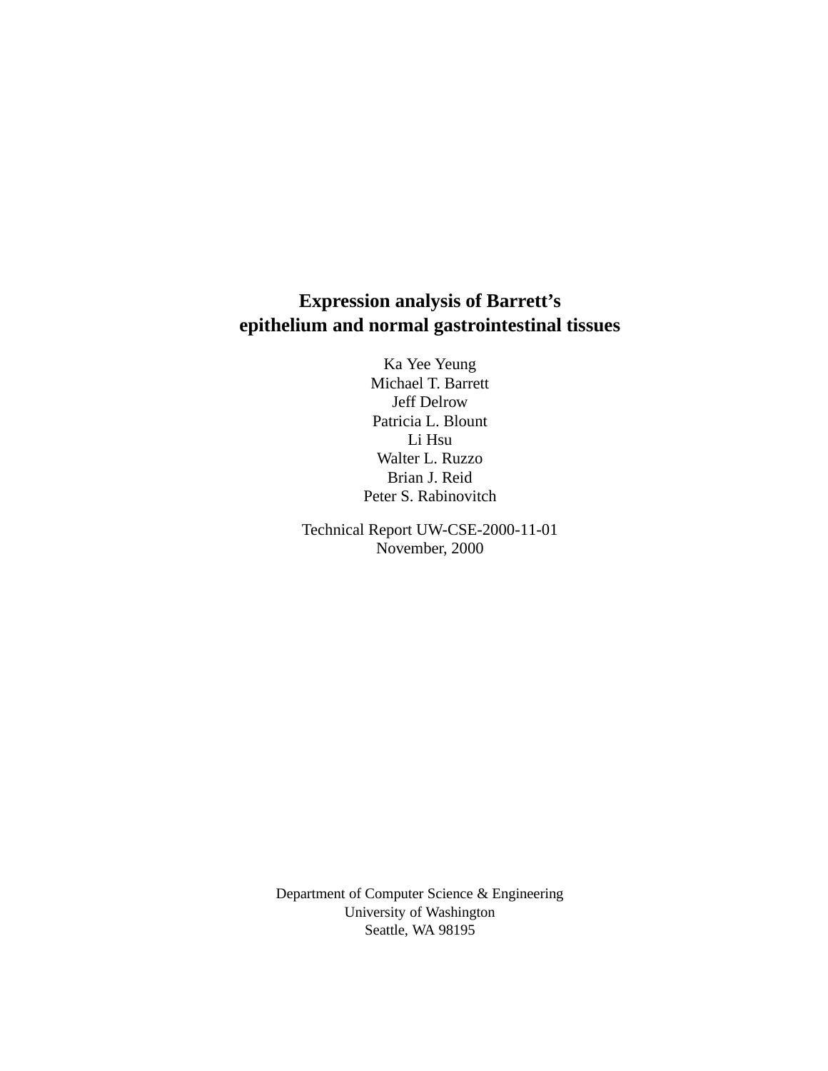# Expression analysis of Barrett's epithelium and normal gastrointestinal tissues

Ka Yee Yeung
Michael T. Barrett
Jeff Delrow
Patricia L. Blount
Li Hsu
Walter L. Ruzzo
Brian J. Reid
Peter S. Rabinovitch

Technical Report UW-CSE-2000-11-01
November, 2000

Department of Computer Science & Engineering
University of Washington
Seattle, WA 98195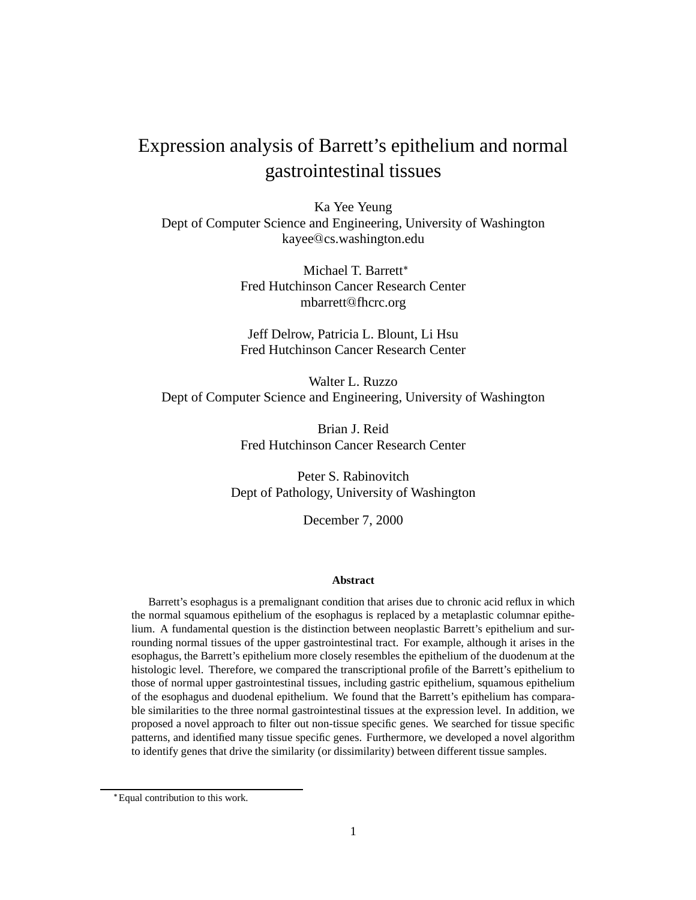# Expression analysis of Barrett's epithelium and normal gastrointestinal tissues

Ka Yee Yeung
Dept of Computer Science and Engineering, University of Washington
kayee@cs.washington.edu

Michael T. Barrett*
Fred Hutchinson Cancer Research Center
mbarrett@fhcrc.org

Jeff Delrow, Patricia L. Blount, Li Hsu
Fred Hutchinson Cancer Research Center

Walter L. Ruzzo
Dept of Computer Science and Engineering, University of Washington

Brian J. Reid
Fred Hutchinson Cancer Research Center

Peter S. Rabinovitch
Dept of Pathology, University of Washington

December 7, 2000

**Abstract**

Barrett's esophagus is a premalignant condition that arises due to chronic acid reflux in which the normal squamous epithelium of the esophagus is replaced by a metaplastic columnar epithelium. A fundamental question is the distinction between neoplastic Barrett's epithelium and surrounding normal tissues of the upper gastrointestinal tract. For example, although it arises in the esophagus, the Barrett's epithelium more closely resembles the epithelium of the duodenum at the histologic level. Therefore, we compared the transcriptional profile of the Barrett's epithelium to those of normal upper gastrointestinal tissues, including gastric epithelium, squamous epithelium of the esophagus and duodenal epithelium. We found that the Barrett's epithelium has comparable similarities to the three normal gastrointestinal tissues at the expression level. In addition, we proposed a novel approach to filter out non-tissue specific genes. We searched for tissue specific patterns, and identified many tissue specific genes. Furthermore, we developed a novel algorithm to identify genes that drive the similarity (or dissimilarity) between different tissue samples.

*Equal contribution to this work.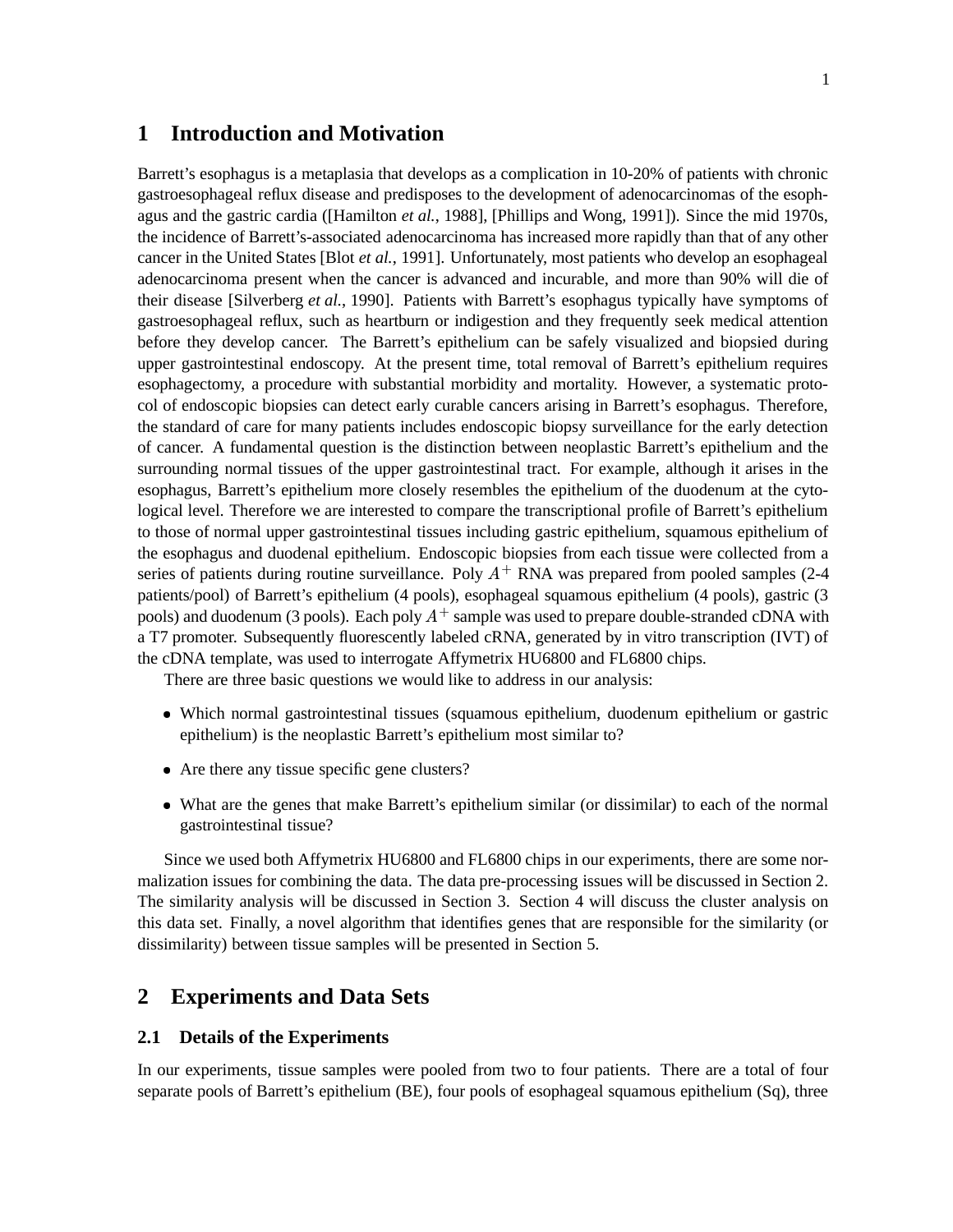# 1 Introduction and Motivation

Barrett's esophagus is a metaplasia that develops as a complication in 10-20% of patients with chronic gastroesophageal reflux disease and predisposes to the development of adenocarcinomas of the esophagus and the gastric cardia ([Hamilton *et al.*, 1988], [Phillips and Wong, 1991]). Since the mid 1970s, the incidence of Barrett's-associated adenocarcinoma has increased more rapidly than that of any other cancer in the United States [Blot *et al.*, 1991]. Unfortunately, most patients who develop an esophageal adenocarcinoma present when the cancer is advanced and incurable, and more than 90% will die of their disease [Silverberg *et al.*, 1990]. Patients with Barrett's esophagus typically have symptoms of gastroesophageal reflux, such as heartburn or indigestion and they frequently seek medical attention before they develop cancer. The Barrett's epithelium can be safely visualized and biopsied during upper gastrointestinal endoscopy. At the present time, total removal of Barrett's epithelium requires esophagectomy, a procedure with substantial morbidity and mortality. However, a systematic protocol of endoscopic biopsies can detect early curable cancers arising in Barrett's esophagus. Therefore, the standard of care for many patients includes endoscopic biopsy surveillance for the early detection of cancer. A fundamental question is the distinction between neoplastic Barrett's epithelium and the surrounding normal tissues of the upper gastrointestinal tract. For example, although it arises in the esophagus, Barrett's epithelium more closely resembles the epithelium of the duodenum at the cytological level. Therefore we are interested to compare the transcriptional profile of Barrett's epithelium to those of normal upper gastrointestinal tissues including gastric epithelium, squamous epithelium of the esophagus and duodenal epithelium. Endoscopic biopsies from each tissue were collected from a series of patients during routine surveillance. Poly $A^+$ RNA was prepared from pooled samples (2-4 patients/pool) of Barrett's epithelium (4 pools), esophageal squamous epithelium (4 pools), gastric (3 pools) and duodenum (3 pools). Each poly $A^+$ sample was used to prepare double-stranded cDNA with a T7 promoter. Subsequently fluorescently labeled cRNA, generated by in vitro transcription (IVT) of the cDNA template, was used to interrogate Affymetrix HU6800 and FL6800 chips.

There are three basic questions we would like to address in our analysis:

- Which normal gastrointestinal tissues (squamous epithelium, duodenum epithelium or gastric epithelium) is the neoplastic Barrett's epithelium most similar to?
- Are there any tissue specific gene clusters?
- What are the genes that make Barrett's epithelium similar (or dissimilar) to each of the normal gastrointestinal tissue?

Since we used both Affymetrix HU6800 and FL6800 chips in our experiments, there are some normalization issues for combining the data. The data pre-processing issues will be discussed in Section 2. The similarity analysis will be discussed in Section 3. Section 4 will discuss the cluster analysis on this data set. Finally, a novel algorithm that identifies genes that are responsible for the similarity (or dissimilarity) between tissue samples will be presented in Section 5.

# 2 Experiments and Data Sets

## 2.1 Details of the Experiments

In our experiments, tissue samples were pooled from two to four patients. There are a total of four separate pools of Barrett's epithelium (BE), four pools of esophageal squamous epithelium (Sq), three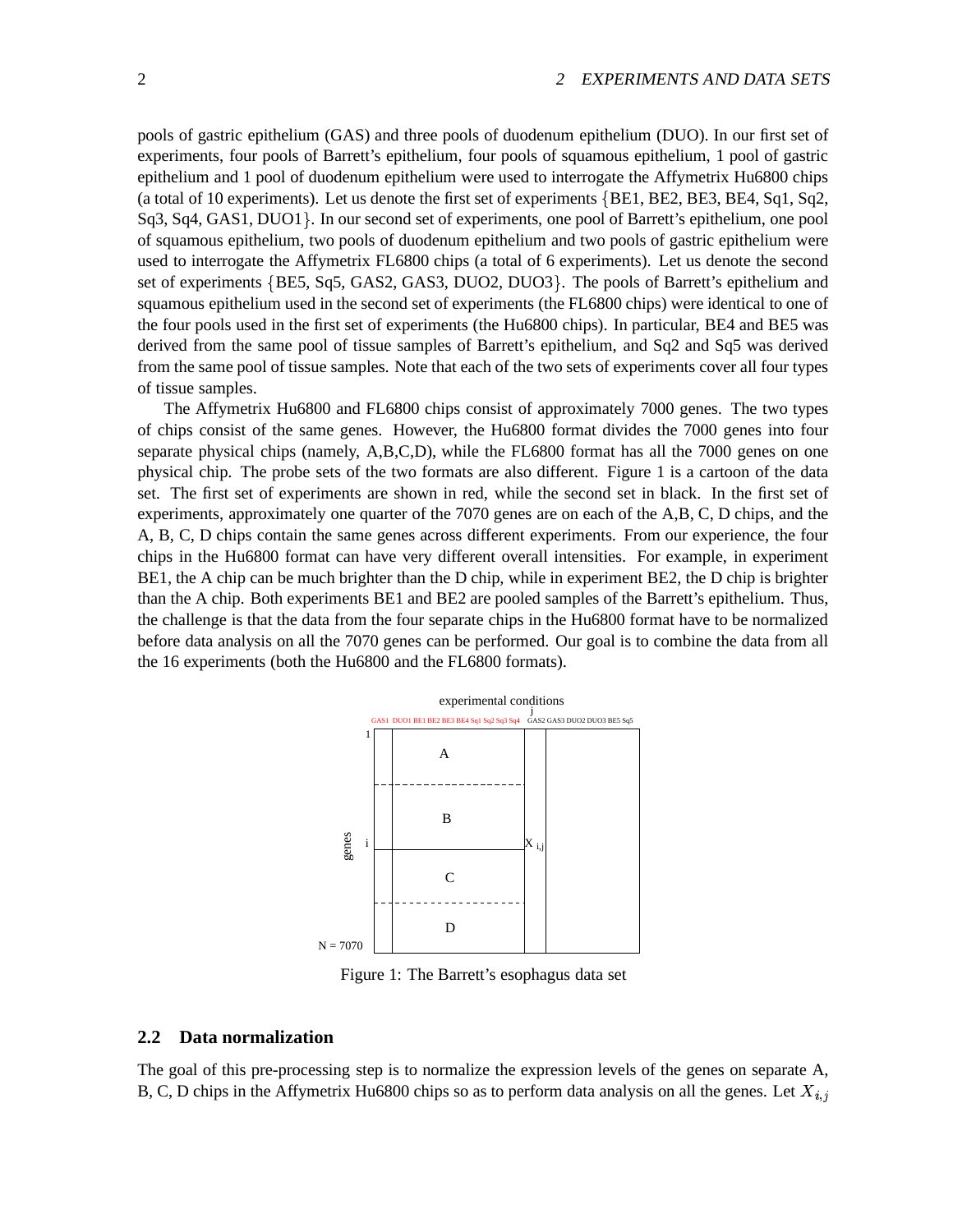pools of gastric epithelium (GAS) and three pools of duodenum epithelium (DUO). In our first set of experiments, four pools of Barrett's epithelium, four pools of squamous epithelium, 1 pool of gastric epithelium and 1 pool of duodenum epithelium were used to interrogate the Affymetrix Hu6800 chips (a total of 10 experiments). Let us denote the first set of experiments {BE1, BE2, BE3, BE4, Sq1, Sq2, Sq3, Sq4, GAS1, DUO1}. In our second set of experiments, one pool of Barrett's epithelium, one pool of squamous epithelium, two pools of duodenum epithelium and two pools of gastric epithelium were used to interrogate the Affymetrix FL6800 chips (a total of 6 experiments). Let us denote the second set of experiments {BE5, Sq5, GAS2, GAS3, DUO2, DUO3}. The pools of Barrett's epithelium and squamous epithelium used in the second set of experiments (the FL6800 chips) were identical to one of the four pools used in the first set of experiments (the Hu6800 chips). In particular, BE4 and BE5 was derived from the same pool of tissue samples of Barrett's epithelium, and Sq2 and Sq5 was derived from the same pool of tissue samples. Note that each of the two sets of experiments cover all four types of tissue samples.

The Affymetrix Hu6800 and FL6800 chips consist of approximately 7000 genes. The two types of chips consist of the same genes. However, the Hu6800 format divides the 7000 genes into four separate physical chips (namely, A,B,C,D), while the FL6800 format has all the 7000 genes on one physical chip. The probe sets of the two formats are also different. Figure 1 is a cartoon of the data set. The first set of experiments are shown in red, while the second set in black. In the first set of experiments, approximately one quarter of the 7070 genes are on each of the A,B, C, D chips, and the A, B, C, D chips contain the same genes across different experiments. From our experience, the four chips in the Hu6800 format can have very different overall intensities. For example, in experiment BE1, the A chip can be much brighter than the D chip, while in experiment BE2, the D chip is brighter than the A chip. Both experiments BE1 and BE2 are pooled samples of the Barrett's epithelium. Thus, the challenge is that the data from the four separate chips in the Hu6800 format have to be normalized before data analysis on all the 7070 genes can be performed. Our goal is to combine the data from all the 16 experiments (both the Hu6800 and the FL6800 formats).

Figure 1: The Barrett's esophagus data set

## 2.2 Data normalization

The goal of this pre-processing step is to normalize the expression levels of the genes on separate A, B, C, D chips in the Affymetrix Hu6800 chips so as to perform data analysis on all the genes. Let $X_{i,j}$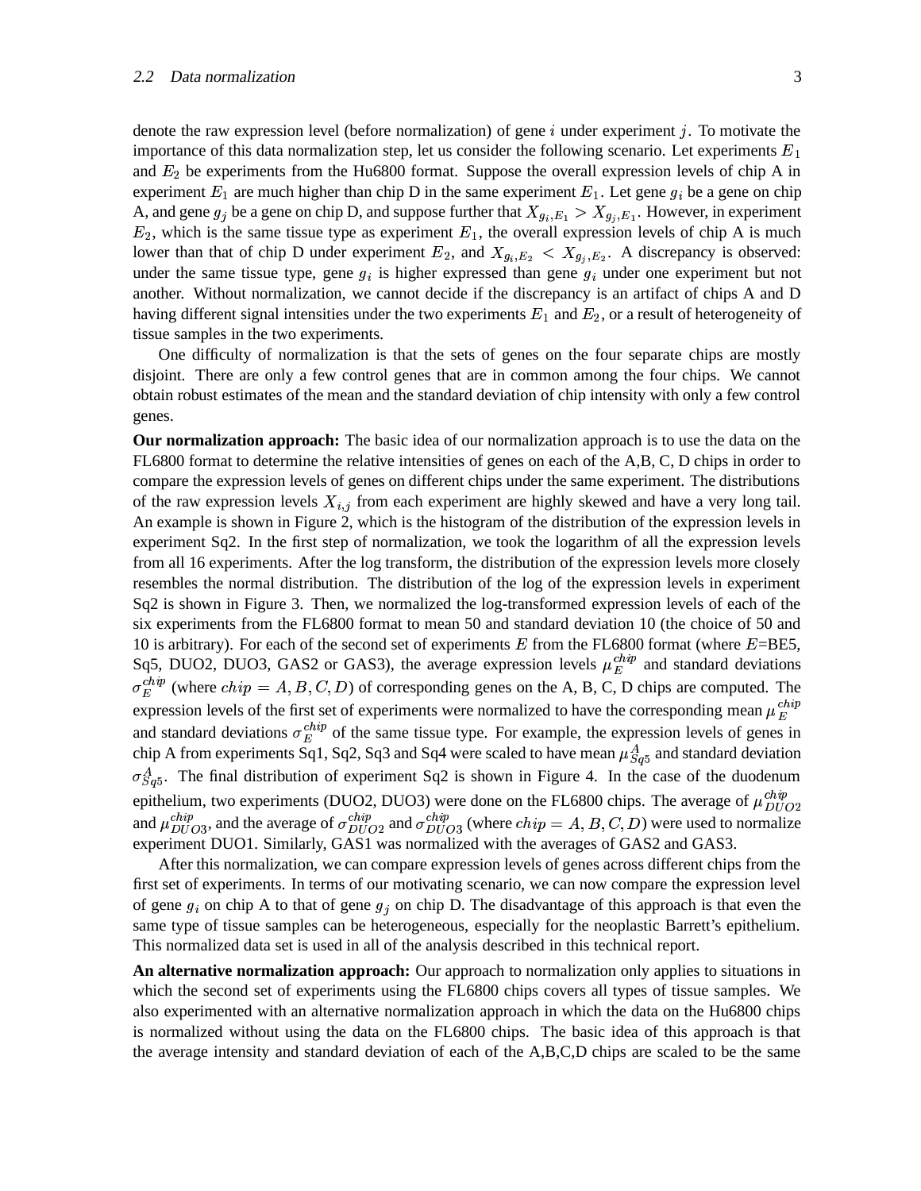denote the raw expression level (before normalization) of gene $i$ under experiment $j$. To motivate the importance of this data normalization step, let us consider the following scenario. Let experiments $E_1$ and $E_2$ be experiments from the Hu6800 format. Suppose the overall expression levels of chip A in experiment $E_1$ are much higher than chip D in the same experiment $E_1$. Let gene $g_i$ be a gene on chip A, and gene $g_j$ be a gene on chip D, and suppose further that $X_{g_i,E_1} > X_{g_j,E_1}$. However, in experiment $E_2$, which is the same tissue type as experiment $E_1$, the overall expression levels of chip A is much lower than that of chip D under experiment $E_2$, and $X_{g_i,E_2} < X_{g_j,E_2}$. A discrepancy is observed: under the same tissue type, gene $g_i$ is higher expressed than gene $g_i$ under one experiment but not another. Without normalization, we cannot decide if the discrepancy is an artifact of chips A and D having different signal intensities under the two experiments $E_1$ and $E_2$, or a result of heterogeneity of tissue samples in the two experiments.

One difficulty of normalization is that the sets of genes on the four separate chips are mostly disjoint. There are only a few control genes that are in common among the four chips. We cannot obtain robust estimates of the mean and the standard deviation of chip intensity with only a few control genes.

**Our normalization approach:** The basic idea of our normalization approach is to use the data on the FL6800 format to determine the relative intensities of genes on each of the A,B, C, D chips in order to compare the expression levels of genes on different chips under the same experiment. The distributions of the raw expression levels $X_{i,j}$ from each experiment are highly skewed and have a very long tail. An example is shown in Figure 2, which is the histogram of the distribution of the expression levels in experiment Sq2. In the first step of normalization, we took the logarithm of all the expression levels from all 16 experiments. After the log transform, the distribution of the expression levels more closely resembles the normal distribution. The distribution of the log of the expression levels in experiment Sq2 is shown in Figure 3. Then, we normalized the log-transformed expression levels of each of the six experiments from the FL6800 format to mean 50 and standard deviation 10 (the choice of 50 and 10 is arbitrary). For each of the second set of experiments $E$ from the FL6800 format (where $E$=BE5, Sq5, DUO2, DUO3, GAS2 or GAS3), the average expression levels $\mu_E^{chip}$ and standard deviations $\sigma_E^{chip}$ (where $chip = A, B, C, D$) of corresponding genes on the A, B, C, D chips are computed. The expression levels of the first set of experiments were normalized to have the corresponding mean $\mu_E^{chip}$ and standard deviations $\sigma_E^{chip}$ of the same tissue type. For example, the expression levels of genes in chip A from experiments Sq1, Sq2, Sq3 and Sq4 were scaled to have mean $\mu_{Sq5}^A$ and standard deviation $\sigma_{Sq5}^A$. The final distribution of experiment Sq2 is shown in Figure 4. In the case of the duodenum epithelium, two experiments (DUO2, DUO3) were done on the FL6800 chips. The average of $\mu_{DUO2}^{chip}$ and $\mu_{DUO3}^{chip}$, and the average of $\sigma_{DUO2}^{chip}$ and $\sigma_{DUO3}^{chip}$ (where $chip = A, B, C, D$) were used to normalize experiment DUO1. Similarly, GAS1 was normalized with the averages of GAS2 and GAS3.

After this normalization, we can compare expression levels of genes across different chips from the first set of experiments. In terms of our motivating scenario, we can now compare the expression level of gene $g_i$ on chip A to that of gene $g_j$ on chip D. The disadvantage of this approach is that even the same type of tissue samples can be heterogeneous, especially for the neoplastic Barrett's epithelium. This normalized data set is used in all of the analysis described in this technical report.

**An alternative normalization approach:** Our approach to normalization only applies to situations in which the second set of experiments using the FL6800 chips covers all types of tissue samples. We also experimented with an alternative normalization approach in which the data on the Hu6800 chips is normalized without using the data on the FL6800 chips. The basic idea of this approach is that the average intensity and standard deviation of each of the A,B,C,D chips are scaled to be the same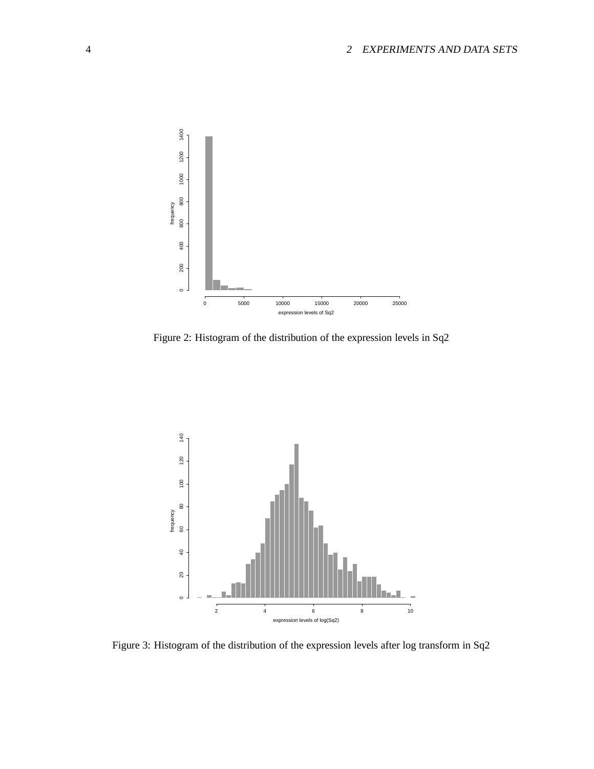Figure 2: Histogram of the distribution of the expression levels in Sq2

Figure 3: Histogram of the distribution of the expression levels after log transform in Sq2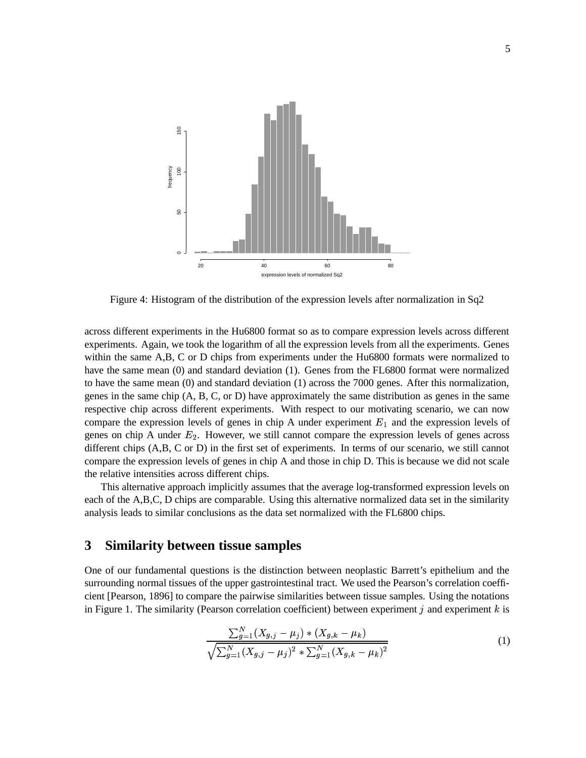Figure 4: Histogram of the distribution of the expression levels after normalization in Sq2

across different experiments in the Hu6800 format so as to compare expression levels across different experiments. Again, we took the logarithm of all the expression levels from all the experiments. Genes within the same A,B, C or D chips from experiments under the Hu6800 formats were normalized to have the same mean (0) and standard deviation (1). Genes from the FL6800 format were normalized to have the same mean (0) and standard deviation (1) across the 7000 genes. After this normalization, genes in the same chip (A, B, C, or D) have approximately the same distribution as genes in the same respective chip across different experiments. With respect to our motivating scenario, we can now compare the expression levels of genes in chip A under experiment $E_1$ and the expression levels of genes on chip A under $E_2$. However, we still cannot compare the expression levels of genes across different chips (A,B, C or D) in the first set of experiments. In terms of our scenario, we still cannot compare the expression levels of genes in chip A and those in chip D. This is because we did not scale the relative intensities across different chips.

This alternative approach implicitly assumes that the average log-transformed expression levels on each of the A,B,C, D chips are comparable. Using this alternative normalized data set in the similarity analysis leads to similar conclusions as the data set normalized with the FL6800 chips.

## 3 Similarity between tissue samples

One of our fundamental questions is the distinction between neoplastic Barrett's epithelium and the surrounding normal tissues of the upper gastrointestinal tract. We used the Pearson's correlation coefficient [Pearson, 1896] to compare the pairwise similarities between tissue samples. Using the notations in Figure 1. The similarity (Pearson correlation coefficient) between experiment $j$ and experiment $k$ is

$$\frac{\sum_{g=1}^{N}(X_{g,j} - \mu_j) * (X_{g,k} - \mu_k)}{\sqrt{\sum_{g=1}^{N}(X_{g,j} - \mu_j)^2 * \sum_{g=1}^{N}(X_{g,k} - \mu_k)^2}} \tag{1}$$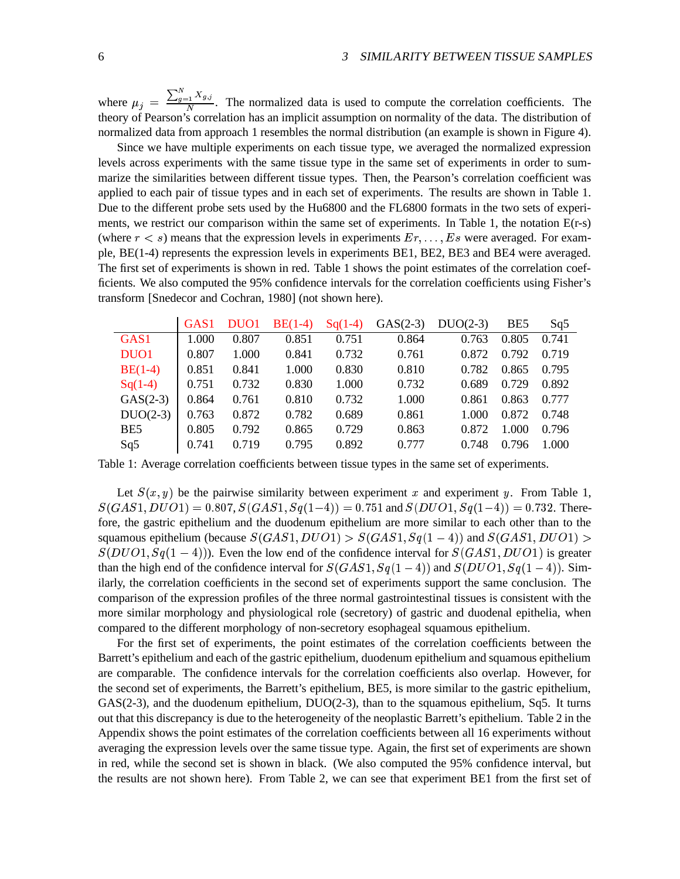where $\mu_j = \frac{\sum_{g=1}^{N} X_{g,j}}{N}$. The normalized data is used to compute the correlation coefficients. The theory of Pearson's correlation has an implicit assumption on normality of the data. The distribution of normalized data from approach 1 resembles the normal distribution (an example is shown in Figure 4).

Since we have multiple experiments on each tissue type, we averaged the normalized expression levels across experiments with the same tissue type in the same set of experiments in order to summarize the similarities between different tissue types. Then, the Pearson's correlation coefficient was applied to each pair of tissue types and in each set of experiments. The results are shown in Table 1. Due to the different probe sets used by the Hu6800 and the FL6800 formats in the two sets of experiments, we restrict our comparison within the same set of experiments. In Table 1, the notation E(r-s) (where $r < s$) means that the expression levels in experiments $Er, \ldots, Es$ were averaged. For example, BE(1-4) represents the expression levels in experiments BE1, BE2, BE3 and BE4 were averaged. The first set of experiments is shown in red. Table 1 shows the point estimates of the correlation coefficients. We also computed the 95% confidence intervals for the correlation coefficients using Fisher's transform [Snedecor and Cochran, 1980] (not shown here).

| | GAS1 | DUO1 | BE(1-4) | Sq(1-4) | GAS(2-3) | DUO(2-3) | BE5 | Sq5 |
|---|---|---|---|---|---|---|---|---|
| GAS1 | 1.000 | 0.807 | 0.851 | 0.751 | 0.864 | 0.763 | 0.805 | 0.741 |
| DUO1 | 0.807 | 1.000 | 0.841 | 0.732 | 0.761 | 0.872 | 0.792 | 0.719 |
| BE(1-4) | 0.851 | 0.841 | 1.000 | 0.830 | 0.810 | 0.782 | 0.865 | 0.795 |
| Sq(1-4) | 0.751 | 0.732 | 0.830 | 1.000 | 0.732 | 0.689 | 0.729 | 0.892 |
| GAS(2-3) | 0.864 | 0.761 | 0.810 | 0.732 | 1.000 | 0.861 | 0.863 | 0.777 |
| DUO(2-3) | 0.763 | 0.872 | 0.782 | 0.689 | 0.861 | 1.000 | 0.872 | 0.748 |
| BE5 | 0.805 | 0.792 | 0.865 | 0.729 | 0.863 | 0.872 | 1.000 | 0.796 |
| Sq5 | 0.741 | 0.719 | 0.795 | 0.892 | 0.777 | 0.748 | 0.796 | 1.000 |

Table 1: Average correlation coefficients between tissue types in the same set of experiments.

Let $S(x, y)$ be the pairwise similarity between experiment $x$ and experiment $y$. From Table 1, $S(GAS1, DUO1) = 0.807$, $S(GAS1, Sq(1-4)) = 0.751$ and $S(DUO1, Sq(1-4)) = 0.732$. Therefore, the gastric epithelium and the duodenum epithelium are more similar to each other than to the squamous epithelium (because $S(GAS1, DUO1) > S(GAS1, Sq(1-4))$ and $S(GAS1, DUO1) > S(DUO1, Sq(1-4))$). Even the low end of the confidence interval for $S(GAS1, DUO1)$ is greater than the high end of the confidence interval for $S(GAS1, Sq(1-4))$ and $S(DUO1, Sq(1-4))$. Similarly, the correlation coefficients in the second set of experiments support the same conclusion. The comparison of the expression profiles of the three normal gastrointestinal tissues is consistent with the more similar morphology and physiological role (secretory) of gastric and duodenal epithelia, when compared to the different morphology of non-secretory esophageal squamous epithelium.

For the first set of experiments, the point estimates of the correlation coefficients between the Barrett's epithelium and each of the gastric epithelium, duodenum epithelium and squamous epithelium are comparable. The confidence intervals for the correlation coefficients also overlap. However, for the second set of experiments, the Barrett's epithelium, BE5, is more similar to the gastric epithelium, GAS(2-3), and the duodenum epithelium, DUO(2-3), than to the squamous epithelium, Sq5. It turns out that this discrepancy is due to the heterogeneity of the neoplastic Barrett's epithelium. Table 2 in the Appendix shows the point estimates of the correlation coefficients between all 16 experiments without averaging the expression levels over the same tissue type. Again, the first set of experiments are shown in red, while the second set is shown in black. (We also computed the 95% confidence interval, but the results are not shown here). From Table 2, we can see that experiment BE1 from the first set of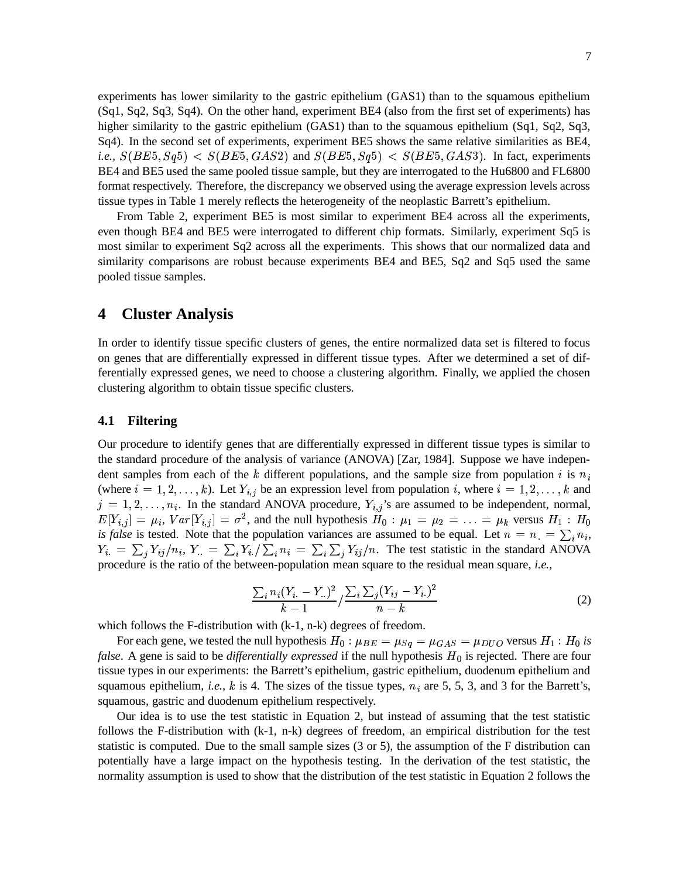experiments has lower similarity to the gastric epithelium (GAS1) than to the squamous epithelium (Sq1, Sq2, Sq3, Sq4). On the other hand, experiment BE4 (also from the first set of experiments) has higher similarity to the gastric epithelium (GAS1) than to the squamous epithelium (Sq1, Sq2, Sq3, Sq4). In the second set of experiments, experiment BE5 shows the same relative similarities as BE4, *i.e.,* $S(BE5, Sq5) < S(BE5, GAS2)$ and $S(BE5, Sq5) < S(BE5, GAS3)$. In fact, experiments BE4 and BE5 used the same pooled tissue sample, but they are interrogated to the Hu6800 and FL6800 format respectively. Therefore, the discrepancy we observed using the average expression levels across tissue types in Table 1 merely reflects the heterogeneity of the neoplastic Barrett's epithelium.

From Table 2, experiment BE5 is most similar to experiment BE4 across all the experiments, even though BE4 and BE5 were interrogated to different chip formats. Similarly, experiment Sq5 is most similar to experiment Sq2 across all the experiments. This shows that our normalized data and similarity comparisons are robust because experiments BE4 and BE5, Sq2 and Sq5 used the same pooled tissue samples.

## 4 Cluster Analysis

In order to identify tissue specific clusters of genes, the entire normalized data set is filtered to focus on genes that are differentially expressed in different tissue types. After we determined a set of differentially expressed genes, we need to choose a clustering algorithm. Finally, we applied the chosen clustering algorithm to obtain tissue specific clusters.

### 4.1 Filtering

Our procedure to identify genes that are differentially expressed in different tissue types is similar to the standard procedure of the analysis of variance (ANOVA) [Zar, 1984]. Suppose we have independent samples from each of the $k$ different populations, and the sample size from population $i$ is $n_i$ (where $i = 1, 2, \ldots, k$). Let $Y_{i,j}$ be an expression level from population $i$, where $i = 1, 2, \ldots, k$ and $j = 1, 2, \ldots, n_i$. In the standard ANOVA procedure, $Y_{i,j}$'s are assumed to be independent, normal, $E[Y_{i,j}] = \mu_i$, $Var[Y_{i,j}] = \sigma^2$, and the null hypothesis $H_0 : \mu_1 = \mu_2 = \ldots = \mu_k$ versus $H_1 : H_0$ *is false* is tested. Note that the population variances are assumed to be equal. Let $n = n_. = \sum_i n_i$, $Y_{i.} = \sum_j Y_{ij}/n_i$, $Y_{..} = \sum_i Y_{i.}/\sum_i n_i = \sum_i \sum_j Y_{ij}/n$. The test statistic in the standard ANOVA procedure is the ratio of the between-population mean square to the residual mean square, *i.e.,*

$$\frac{\sum_i n_i (Y_{i.} - Y_{..})^2}{k-1} / \frac{\sum_i \sum_j (Y_{ij} - Y_{i.})^2}{n-k} \tag{2}$$

which follows the F-distribution with (k-1, n-k) degrees of freedom.

For each gene, we tested the null hypothesis $H_0 : \mu_{BE} = \mu_{Sq} = \mu_{GAS} = \mu_{DUO}$ versus $H_1 : H_0$ *is false*. A gene is said to be *differentially expressed* if the null hypothesis $H_0$ is rejected. There are four tissue types in our experiments: the Barrett's epithelium, gastric epithelium, duodenum epithelium and squamous epithelium, *i.e.,* $k$ is 4. The sizes of the tissue types, $n_i$ are 5, 5, 3, and 3 for the Barrett's, squamous, gastric and duodenum epithelium respectively.

Our idea is to use the test statistic in Equation 2, but instead of assuming that the test statistic follows the F-distribution with (k-1, n-k) degrees of freedom, an empirical distribution for the test statistic is computed. Due to the small sample sizes (3 or 5), the assumption of the F distribution can potentially have a large impact on the hypothesis testing. In the derivation of the test statistic, the normality assumption is used to show that the distribution of the test statistic in Equation 2 follows the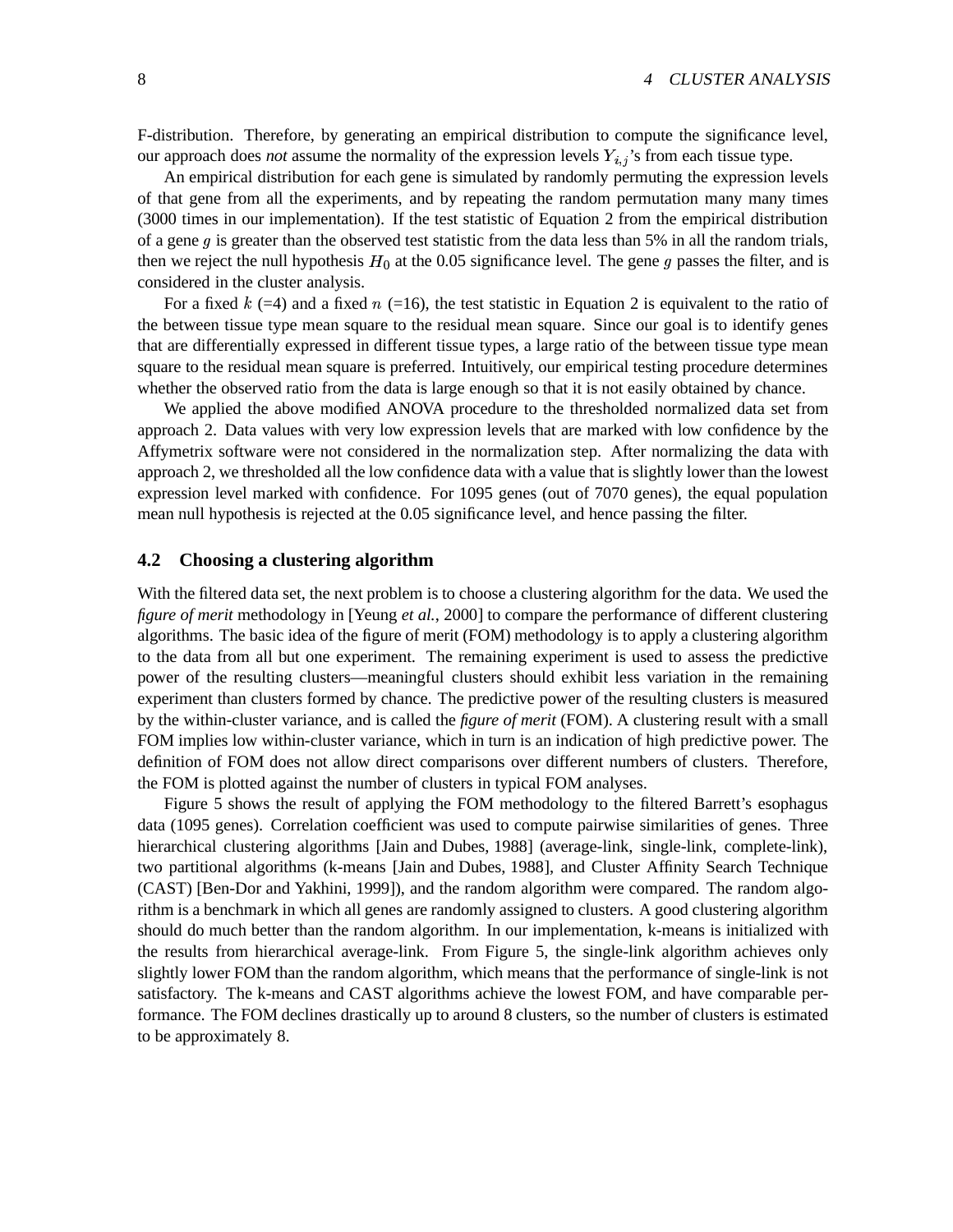F-distribution. Therefore, by generating an empirical distribution to compute the significance level, our approach does *not* assume the normality of the expression levels $Y_{i,j}$'s from each tissue type.

An empirical distribution for each gene is simulated by randomly permuting the expression levels of that gene from all the experiments, and by repeating the random permutation many many times (3000 times in our implementation). If the test statistic of Equation 2 from the empirical distribution of a gene $g$ is greater than the observed test statistic from the data less than 5% in all the random trials, then we reject the null hypothesis $H_0$ at the 0.05 significance level. The gene $g$ passes the filter, and is considered in the cluster analysis.

For a fixed $k$ (=4) and a fixed $n$ (=16), the test statistic in Equation 2 is equivalent to the ratio of the between tissue type mean square to the residual mean square. Since our goal is to identify genes that are differentially expressed in different tissue types, a large ratio of the between tissue type mean square to the residual mean square is preferred. Intuitively, our empirical testing procedure determines whether the observed ratio from the data is large enough so that it is not easily obtained by chance.

We applied the above modified ANOVA procedure to the thresholded normalized data set from approach 2. Data values with very low expression levels that are marked with low confidence by the Affymetrix software were not considered in the normalization step. After normalizing the data with approach 2, we thresholded all the low confidence data with a value that is slightly lower than the lowest expression level marked with confidence. For 1095 genes (out of 7070 genes), the equal population mean null hypothesis is rejected at the 0.05 significance level, and hence passing the filter.

## 4.2 Choosing a clustering algorithm

With the filtered data set, the next problem is to choose a clustering algorithm for the data. We used the *figure of merit* methodology in [Yeung *et al.*, 2000] to compare the performance of different clustering algorithms. The basic idea of the figure of merit (FOM) methodology is to apply a clustering algorithm to the data from all but one experiment. The remaining experiment is used to assess the predictive power of the resulting clusters—meaningful clusters should exhibit less variation in the remaining experiment than clusters formed by chance. The predictive power of the resulting clusters is measured by the within-cluster variance, and is called the *figure of merit* (FOM). A clustering result with a small FOM implies low within-cluster variance, which in turn is an indication of high predictive power. The definition of FOM does not allow direct comparisons over different numbers of clusters. Therefore, the FOM is plotted against the number of clusters in typical FOM analyses.

Figure 5 shows the result of applying the FOM methodology to the filtered Barrett's esophagus data (1095 genes). Correlation coefficient was used to compute pairwise similarities of genes. Three hierarchical clustering algorithms [Jain and Dubes, 1988] (average-link, single-link, complete-link), two partitional algorithms (k-means [Jain and Dubes, 1988], and Cluster Affinity Search Technique (CAST) [Ben-Dor and Yakhini, 1999]), and the random algorithm were compared. The random algorithm is a benchmark in which all genes are randomly assigned to clusters. A good clustering algorithm should do much better than the random algorithm. In our implementation, k-means is initialized with the results from hierarchical average-link. From Figure 5, the single-link algorithm achieves only slightly lower FOM than the random algorithm, which means that the performance of single-link is not satisfactory. The k-means and CAST algorithms achieve the lowest FOM, and have comparable performance. The FOM declines drastically up to around 8 clusters, so the number of clusters is estimated to be approximately 8.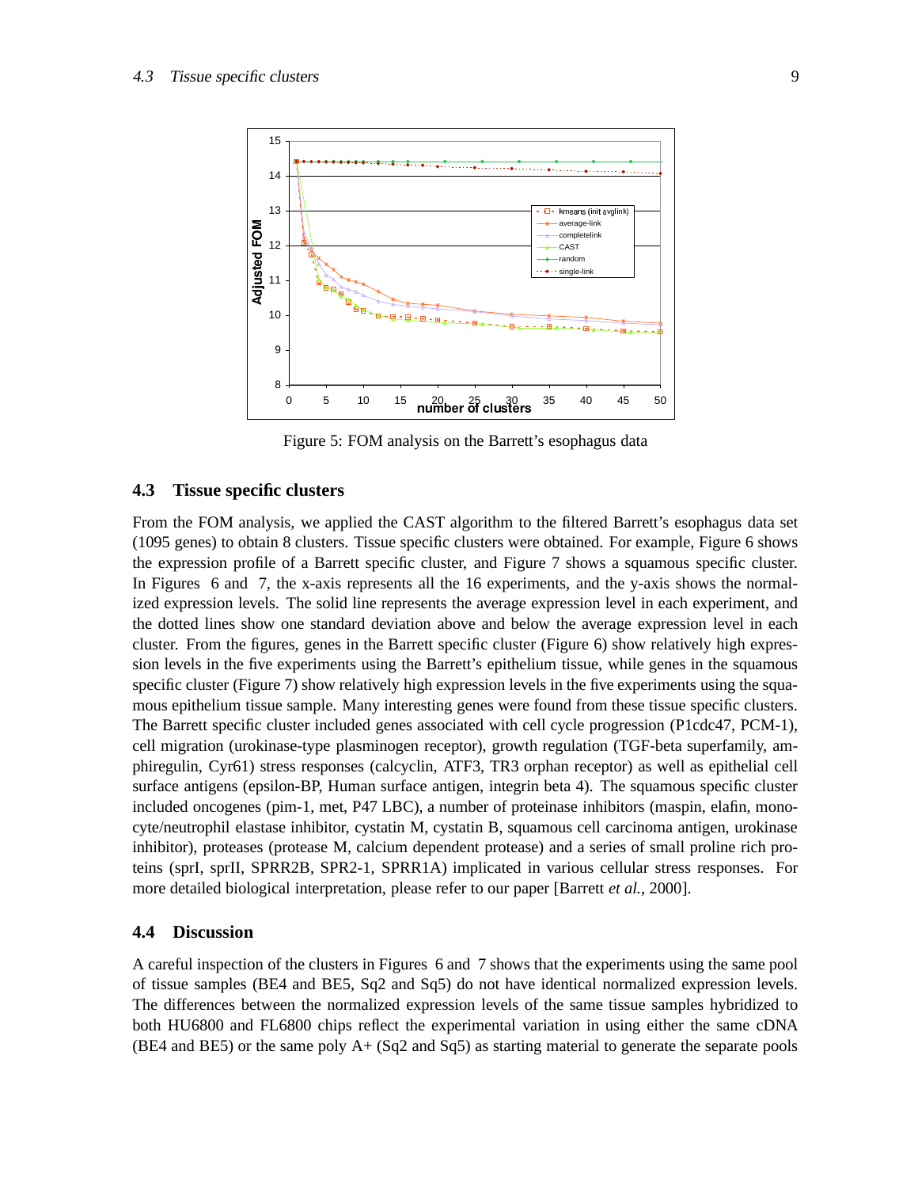Figure 5: FOM analysis on the Barrett's esophagus data

### 4.3 Tissue specific clusters

From the FOM analysis, we applied the CAST algorithm to the filtered Barrett's esophagus data set (1095 genes) to obtain 8 clusters. Tissue specific clusters were obtained. For example, Figure 6 shows the expression profile of a Barrett specific cluster, and Figure 7 shows a squamous specific cluster. In Figures 6 and 7, the x-axis represents all the 16 experiments, and the y-axis shows the normalized expression levels. The solid line represents the average expression level in each experiment, and the dotted lines show one standard deviation above and below the average expression level in each cluster. From the figures, genes in the Barrett specific cluster (Figure 6) show relatively high expression levels in the five experiments using the Barrett's epithelium tissue, while genes in the squamous specific cluster (Figure 7) show relatively high expression levels in the five experiments using the squamous epithelium tissue sample. Many interesting genes were found from these tissue specific clusters. The Barrett specific cluster included genes associated with cell cycle progression (P1cdc47, PCM-1), cell migration (urokinase-type plasminogen receptor), growth regulation (TGF-beta superfamily, amphiregulin, Cyr61) stress responses (calcyclin, ATF3, TR3 orphan receptor) as well as epithelial cell surface antigens (epsilon-BP, Human surface antigen, integrin beta 4). The squamous specific cluster included oncogenes (pim-1, met, P47 LBC), a number of proteinase inhibitors (maspin, elafin, monocyte/neutrophil elastase inhibitor, cystatin M, cystatin B, squamous cell carcinoma antigen, urokinase inhibitor), proteases (protease M, calcium dependent protease) and a series of small proline rich proteins (sprI, sprII, SPRR2B, SPR2-1, SPRR1A) implicated in various cellular stress responses. For more detailed biological interpretation, please refer to our paper [Barrett *et al.*, 2000].

### 4.4 Discussion

A careful inspection of the clusters in Figures 6 and 7 shows that the experiments using the same pool of tissue samples (BE4 and BE5, Sq2 and Sq5) do not have identical normalized expression levels. The differences between the normalized expression levels of the same tissue samples hybridized to both HU6800 and FL6800 chips reflect the experimental variation in using either the same cDNA (BE4 and BE5) or the same poly A+ (Sq2 and Sq5) as starting material to generate the separate pools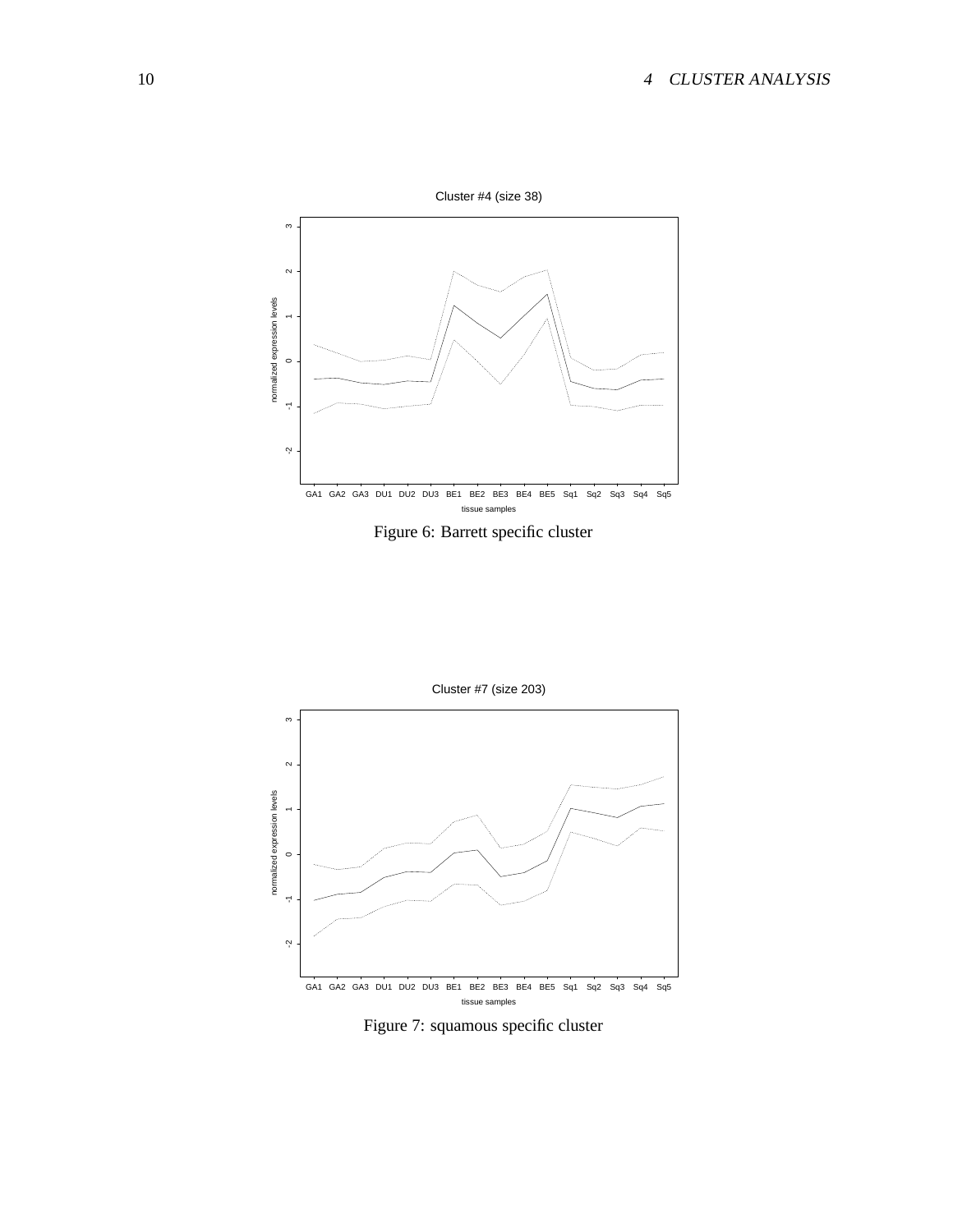Figure 6: Barrett specific cluster

Figure 7: squamous specific cluster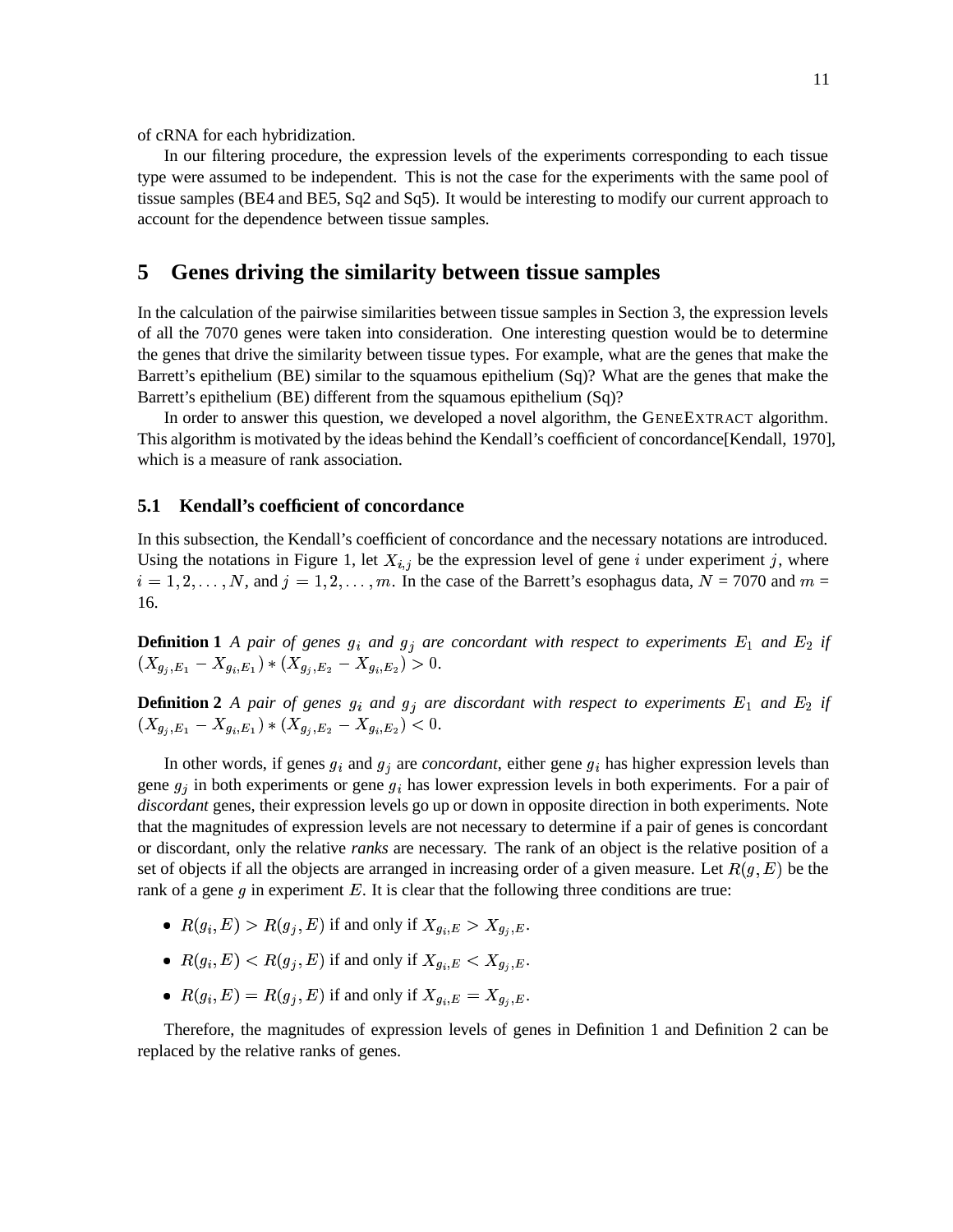of cRNA for each hybridization.

In our filtering procedure, the expression levels of the experiments corresponding to each tissue type were assumed to be independent. This is not the case for the experiments with the same pool of tissue samples (BE4 and BE5, Sq2 and Sq5). It would be interesting to modify our current approach to account for the dependence between tissue samples.

# 5 Genes driving the similarity between tissue samples

In the calculation of the pairwise similarities between tissue samples in Section 3, the expression levels of all the 7070 genes were taken into consideration. One interesting question would be to determine the genes that drive the similarity between tissue types. For example, what are the genes that make the Barrett's epithelium (BE) similar to the squamous epithelium (Sq)? What are the genes that make the Barrett's epithelium (BE) different from the squamous epithelium (Sq)?

In order to answer this question, we developed a novel algorithm, the GeneExtract algorithm. This algorithm is motivated by the ideas behind the Kendall's coefficient of concordance[Kendall, 1970], which is a measure of rank association.

## 5.1 Kendall's coefficient of concordance

In this subsection, the Kendall's coefficient of concordance and the necessary notations are introduced. Using the notations in Figure 1, let $X_{i,j}$ be the expression level of gene $i$ under experiment $j$, where $i = 1, 2, \ldots, N$, and $j = 1, 2, \ldots, m$. In the case of the Barrett's esophagus data, $N$ = 7070 and $m$ = 16.

**Definition 1** *A pair of genes $g_i$ and $g_j$ are concordant with respect to experiments $E_1$ and $E_2$ if* $(X_{g_j,E_1} - X_{g_i,E_1}) * (X_{g_j,E_2} - X_{g_i,E_2}) > 0$.

**Definition 2** *A pair of genes $g_i$ and $g_j$ are discordant with respect to experiments $E_1$ and $E_2$ if* $(X_{g_j,E_1} - X_{g_i,E_1}) * (X_{g_j,E_2} - X_{g_i,E_2}) < 0$.

In other words, if genes $g_i$ and $g_j$ are *concordant*, either gene $g_i$ has higher expression levels than gene $g_j$ in both experiments or gene $g_i$ has lower expression levels in both experiments. For a pair of *discordant* genes, their expression levels go up or down in opposite direction in both experiments. Note that the magnitudes of expression levels are not necessary to determine if a pair of genes is concordant or discordant, only the relative *ranks* are necessary. The rank of an object is the relative position of a set of objects if all the objects are arranged in increasing order of a given measure. Let $R(g, E)$ be the rank of a gene $g$ in experiment $E$. It is clear that the following three conditions are true:

- $R(g_i, E) > R(g_j, E)$ if and only if $X_{g_i,E} > X_{g_j,E}$.
- $R(g_i, E) < R(g_j, E)$ if and only if $X_{g_i,E} < X_{g_j,E}$.
- $R(g_i, E) = R(g_j, E)$ if and only if $X_{g_i,E} = X_{g_j,E}$.

Therefore, the magnitudes of expression levels of genes in Definition 1 and Definition 2 can be replaced by the relative ranks of genes.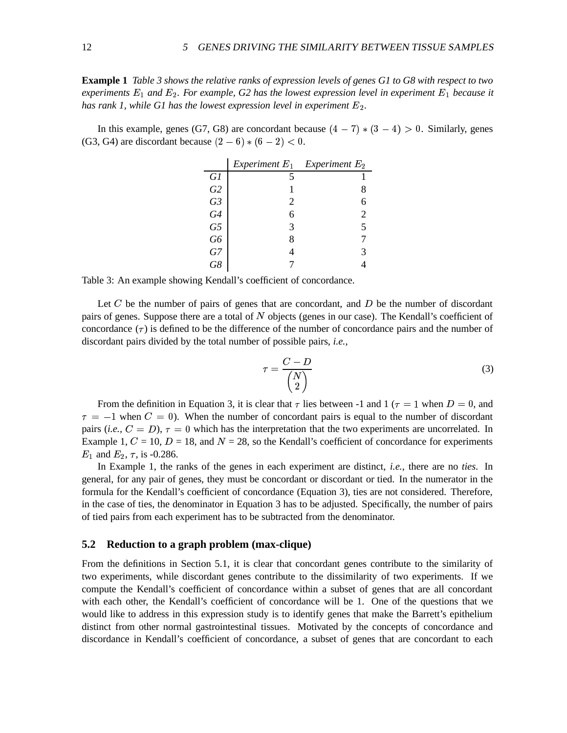**Example 1** *Table 3 shows the relative ranks of expression levels of genes G1 to G8 with respect to two experiments $E_1$ and $E_2$. For example, G2 has the lowest expression level in experiment $E_1$ because it has rank 1, while G1 has the lowest expression level in experiment $E_2$.*

In this example, genes (G7, G8) are concordant because $(4 - 7) * (3 - 4) > 0$. Similarly, genes (G3, G4) are discordant because $(2 - 6) * (6 - 2) < 0$.

| | *Experiment $E_1$* | *Experiment $E_2$* |
|---|---|---|
| *G1* | 5 | 1 |
| *G2* | 1 | 8 |
| *G3* | 2 | 6 |
| *G4* | 6 | 2 |
| *G5* | 3 | 5 |
| *G6* | 8 | 7 |
| *G7* | 4 | 3 |
| *G8* | 7 | 4 |

Table 3: An example showing Kendall's coefficient of concordance.

Let $C$ be the number of pairs of genes that are concordant, and $D$ be the number of discordant pairs of genes. Suppose there are a total of $N$ objects (genes in our case). The Kendall's coefficient of concordance ($\tau$) is defined to be the difference of the number of concordance pairs and the number of discordant pairs divided by the total number of possible pairs, *i.e.,*

$$\tau = \frac{C - D}{\binom{N}{2}} \tag{3}$$

From the definition in Equation 3, it is clear that $\tau$ lies between -1 and 1 ($\tau = 1$ when $D = 0$, and $\tau = -1$ when $C = 0$). When the number of concordant pairs is equal to the number of discordant pairs (*i.e.,* $C = D$), $\tau = 0$ which has the interpretation that the two experiments are uncorrelated. In Example 1, $C$ = 10, $D$ = 18, and $N$ = 28, so the Kendall's coefficient of concordance for experiments $E_1$ and $E_2$, $\tau$, is -0.286.

In Example 1, the ranks of the genes in each experiment are distinct, *i.e.,* there are no *ties*. In general, for any pair of genes, they must be concordant or discordant or tied. In the numerator in the formula for the Kendall's coefficient of concordance (Equation 3), ties are not considered. Therefore, in the case of ties, the denominator in Equation 3 has to be adjusted. Specifically, the number of pairs of tied pairs from each experiment has to be subtracted from the denominator.

### 5.2 Reduction to a graph problem (max-clique)

From the definitions in Section 5.1, it is clear that concordant genes contribute to the similarity of two experiments, while discordant genes contribute to the dissimilarity of two experiments. If we compute the Kendall's coefficient of concordance within a subset of genes that are all concordant with each other, the Kendall's coefficient of concordance will be 1. One of the questions that we would like to address in this expression study is to identify genes that make the Barrett's epithelium distinct from other normal gastrointestinal tissues. Motivated by the concepts of concordance and discordance in Kendall's coefficient of concordance, a subset of genes that are concordant to each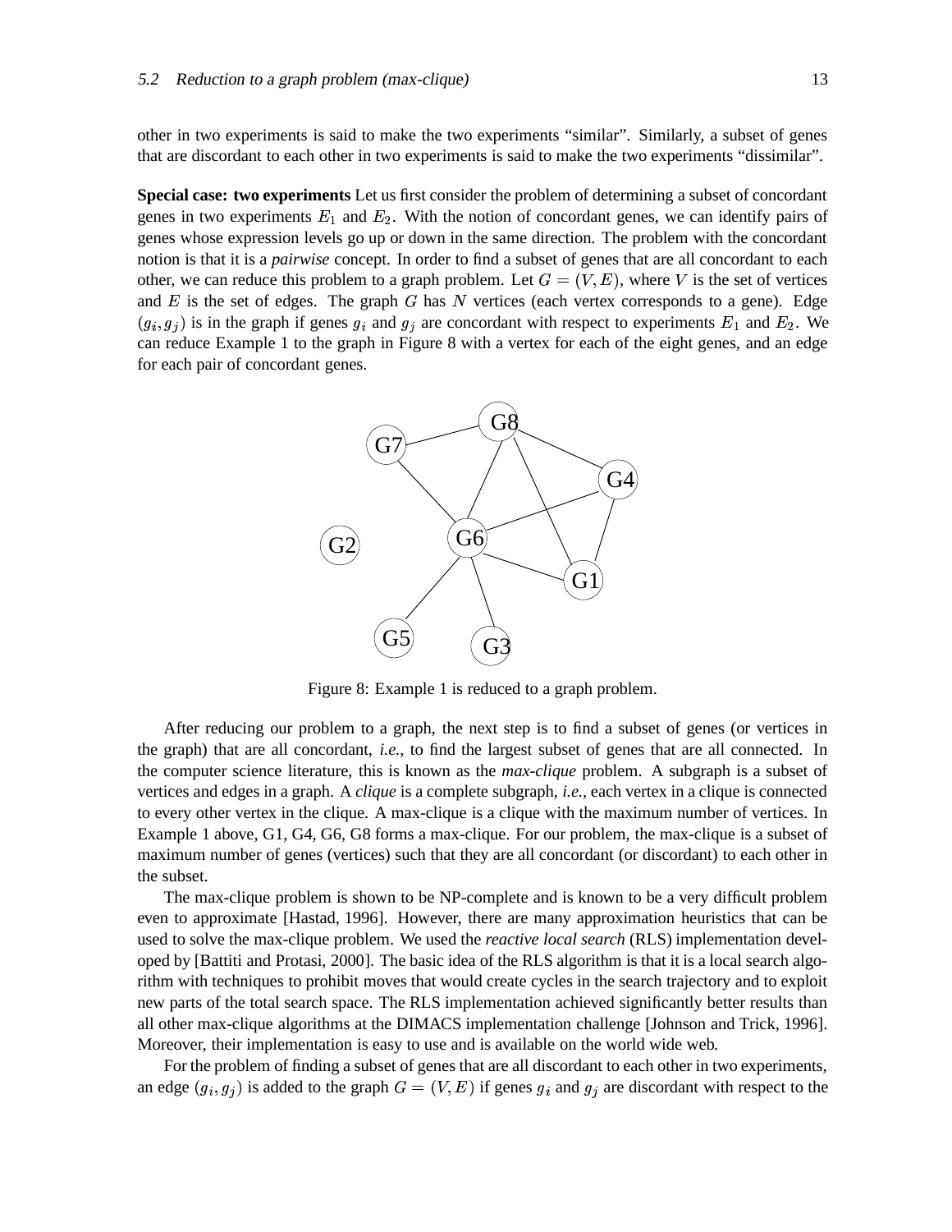other in two experiments is said to make the two experiments "similar". Similarly, a subset of genes that are discordant to each other in two experiments is said to make the two experiments "dissimilar".

**Special case: two experiments** Let us first consider the problem of determining a subset of concordant genes in two experiments $E_1$ and $E_2$. With the notion of concordant genes, we can identify pairs of genes whose expression levels go up or down in the same direction. The problem with the concordant notion is that it is a *pairwise* concept. In order to find a subset of genes that are all concordant to each other, we can reduce this problem to a graph problem. Let $G = (V, E)$, where $V$ is the set of vertices and $E$ is the set of edges. The graph $G$ has $N$ vertices (each vertex corresponds to a gene). Edge $(g_i, g_j)$ is in the graph if genes $g_i$ and $g_j$ are concordant with respect to experiments $E_1$ and $E_2$. We can reduce Example 1 to the graph in Figure 8 with a vertex for each of the eight genes, and an edge for each pair of concordant genes.

Figure 8: Example 1 is reduced to a graph problem.

After reducing our problem to a graph, the next step is to find a subset of genes (or vertices in the graph) that are all concordant, *i.e.,* to find the largest subset of genes that are all connected. In the computer science literature, this is known as the *max-clique* problem. A subgraph is a subset of vertices and edges in a graph. A *clique* is a complete subgraph, *i.e.,* each vertex in a clique is connected to every other vertex in the clique. A max-clique is a clique with the maximum number of vertices. In Example 1 above, G1, G4, G6, G8 forms a max-clique. For our problem, the max-clique is a subset of maximum number of genes (vertices) such that they are all concordant (or discordant) to each other in the subset.

The max-clique problem is shown to be NP-complete and is known to be a very difficult problem even to approximate [Hastad, 1996]. However, there are many approximation heuristics that can be used to solve the max-clique problem. We used the *reactive local search* (RLS) implementation developed by [Battiti and Protasi, 2000]. The basic idea of the RLS algorithm is that it is a local search algorithm with techniques to prohibit moves that would create cycles in the search trajectory and to exploit new parts of the total search space. The RLS implementation achieved significantly better results than all other max-clique algorithms at the DIMACS implementation challenge [Johnson and Trick, 1996]. Moreover, their implementation is easy to use and is available on the world wide web.

For the problem of finding a subset of genes that are all discordant to each other in two experiments, an edge $(g_i, g_j)$ is added to the graph $G = (V, E)$ if genes $g_i$ and $g_j$ are discordant with respect to the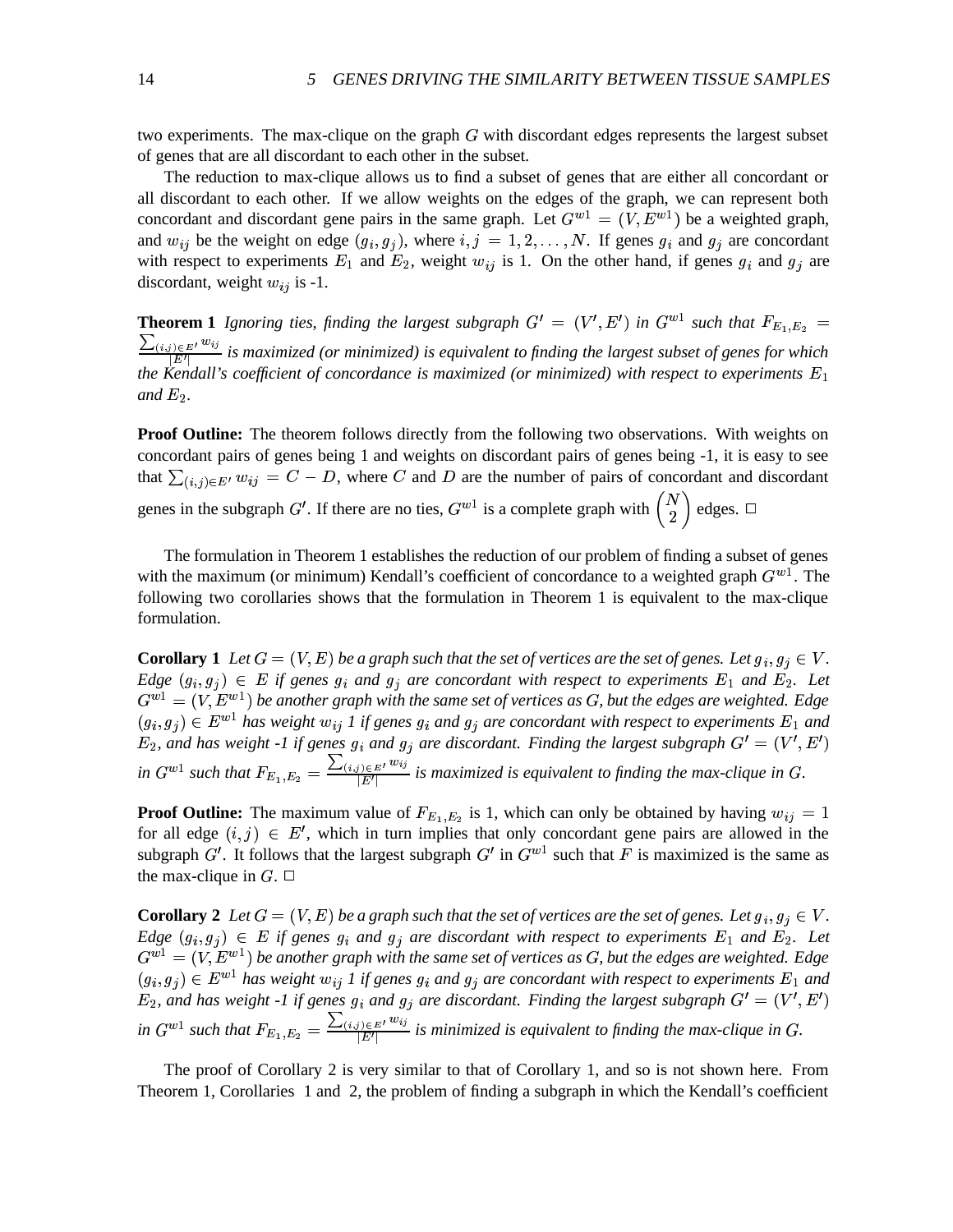two experiments. The max-clique on the graph $G$ with discordant edges represents the largest subset of genes that are all discordant to each other in the subset.

The reduction to max-clique allows us to find a subset of genes that are either all concordant or all discordant to each other. If we allow weights on the edges of the graph, we can represent both concordant and discordant gene pairs in the same graph. Let $G^{w1} = (V, E^{w1})$ be a weighted graph, and $w_{ij}$ be the weight on edge $(g_i, g_j)$, where $i, j = 1, 2, \ldots, N$. If genes $g_i$ and $g_j$ are concordant with respect to experiments $E_1$ and $E_2$, weight $w_{ij}$ is 1. On the other hand, if genes $g_i$ and $g_j$ are discordant, weight $w_{ij}$ is -1.

**Theorem 1** *Ignoring ties, finding the largest subgraph $G' = (V', E')$ in $G^{w1}$ such that $F_{E_1,E_2} = \frac{\sum_{(i,j)\in E'} w_{ij}}{|E'|}$ is maximized (or minimized) is equivalent to finding the largest subset of genes for which the Kendall's coefficient of concordance is maximized (or minimized) with respect to experiments $E_1$ and $E_2$.*

**Proof Outline:** The theorem follows directly from the following two observations. With weights on concordant pairs of genes being 1 and weights on discordant pairs of genes being -1, it is easy to see that $\sum_{(i,j)\in E'} w_{ij} = C - D$, where $C$ and $D$ are the number of pairs of concordant and discordant genes in the subgraph $G'$. If there are no ties, $G^{w1}$ is a complete graph with $\binom{N}{2}$ edges. □

The formulation in Theorem 1 establishes the reduction of our problem of finding a subset of genes with the maximum (or minimum) Kendall's coefficient of concordance to a weighted graph $G^{w1}$. The following two corollaries shows that the formulation in Theorem 1 is equivalent to the max-clique formulation.

**Corollary 1** *Let $G = (V, E)$ be a graph such that the set of vertices are the set of genes. Let $g_i, g_j \in V$. Edge $(g_i, g_j) \in E$ if genes $g_i$ and $g_j$ are concordant with respect to experiments $E_1$ and $E_2$. Let $G^{w1} = (V, E^{w1})$ be another graph with the same set of vertices as $G$, but the edges are weighted. Edge $(g_i, g_j) \in E^{w1}$ has weight $w_{ij}$ 1 if genes $g_i$ and $g_j$ are concordant with respect to experiments $E_1$ and $E_2$, and has weight -1 if genes $g_i$ and $g_j$ are discordant. Finding the largest subgraph $G' = (V', E')$ in $G^{w1}$ such that $F_{E_1,E_2} = \frac{\sum_{(i,j)\in E'} w_{ij}}{|E'|}$ is maximized is equivalent to finding the max-clique in $G$.*

**Proof Outline:** The maximum value of $F_{E_1,E_2}$ is 1, which can only be obtained by having $w_{ij} = 1$ for all edge $(i, j) \in E'$, which in turn implies that only concordant gene pairs are allowed in the subgraph $G'$. It follows that the largest subgraph $G'$ in $G^{w1}$ such that $F$ is maximized is the same as the max-clique in $G$. □

**Corollary 2** *Let $G = (V, E)$ be a graph such that the set of vertices are the set of genes. Let $g_i, g_j \in V$. Edge $(g_i, g_j) \in E$ if genes $g_i$ and $g_j$ are discordant with respect to experiments $E_1$ and $E_2$. Let $G^{w1} = (V, E^{w1})$ be another graph with the same set of vertices as $G$, but the edges are weighted. Edge $(g_i, g_j) \in E^{w1}$ has weight $w_{ij}$ 1 if genes $g_i$ and $g_j$ are concordant with respect to experiments $E_1$ and $E_2$, and has weight -1 if genes $g_i$ and $g_j$ are discordant. Finding the largest subgraph $G' = (V', E')$ in $G^{w1}$ such that $F_{E_1,E_2} = \frac{\sum_{(i,j)\in E'} w_{ij}}{|E'|}$ is minimized is equivalent to finding the max-clique in $G$.*

The proof of Corollary 2 is very similar to that of Corollary 1, and so is not shown here. From Theorem 1, Corollaries 1 and 2, the problem of finding a subgraph in which the Kendall's coefficient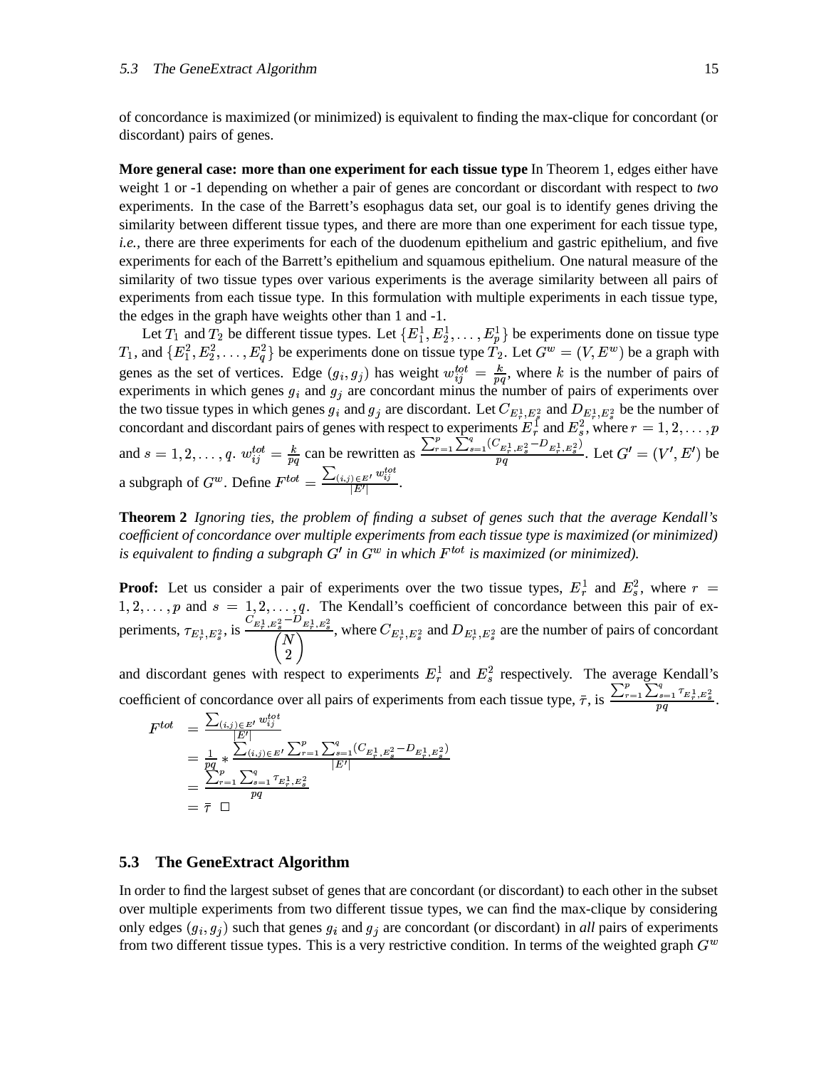of concordance is maximized (or minimized) is equivalent to finding the max-clique for concordant (or discordant) pairs of genes.

**More general case: more than one experiment for each tissue type** In Theorem 1, edges either have weight 1 or -1 depending on whether a pair of genes are concordant or discordant with respect to *two* experiments. In the case of the Barrett's esophagus data set, our goal is to identify genes driving the similarity between different tissue types, and there are more than one experiment for each tissue type, *i.e.,* there are three experiments for each of the duodenum epithelium and gastric epithelium, and five experiments for each of the Barrett's epithelium and squamous epithelium. One natural measure of the similarity of two tissue types over various experiments is the average similarity between all pairs of experiments from each tissue type. In this formulation with multiple experiments in each tissue type, the edges in the graph have weights other than 1 and -1.

Let $T_1$ and $T_2$ be different tissue types. Let $\{E_1^1, E_2^1, \ldots, E_p^1\}$ be experiments done on tissue type $T_1$, and $\{E_1^2, E_2^2, \ldots, E_q^2\}$ be experiments done on tissue type $T_2$. Let $G^w = (V, E^w)$ be a graph with genes as the set of vertices. Edge $(g_i, g_j)$ has weight $w_{ij}^{tot} = \frac{k}{pq}$, where $k$ is the number of pairs of experiments in which genes $g_i$ and $g_j$ are concordant minus the number of pairs of experiments over the two tissue types in which genes $g_i$ and $g_j$ are discordant. Let $C_{E_r^1, E_s^2}$ and $D_{E_r^1, E_s^2}$ be the number of concordant and discordant pairs of genes with respect to experiments $E_r^1$ and $E_s^2$, where $r = 1, 2, \ldots, p$ and $s = 1, 2, \ldots, q$. $w_{ij}^{tot} = \frac{k}{pq}$ can be rewritten as $\frac{\sum_{r=1}^{p}\sum_{s=1}^{q}(C_{E_r^1,E_s^2} - D_{E_r^1,E_s^2})}{pq}$. Let $G' = (V', E')$ be a subgraph of $G^w$. Define $F^{tot} = \frac{\sum_{(i,j)\in E'} w_{ij}^{tot}}{|E'|}$.

**Theorem 2** *Ignoring ties, the problem of finding a subset of genes such that the average Kendall's coefficient of concordance over multiple experiments from each tissue type is maximized (or minimized) is equivalent to finding a subgraph $G'$ in $G^w$ in which $F^{tot}$ is maximized (or minimized).*

**Proof:** Let us consider a pair of experiments over the two tissue types, $E_r^1$ and $E_s^2$, where $r = 1, 2, \ldots, p$ and $s = 1, 2, \ldots, q$. The Kendall's coefficient of concordance between this pair of experiments, $\tau_{E_r^1,E_s^2}$, is $\frac{C_{E_r^1,E_s^2} - D_{E_r^1,E_s^2}}{\binom{N}{2}}$, where $C_{E_r^1,E_s^2}$ and $D_{E_r^1,E_s^2}$ are the number of pairs of concordant and discordant genes with respect to experiments $E_r^1$ and $E_s^2$ respectively. The average Kendall's coefficient of concordance over all pairs of experiments from each tissue type, $\bar{\tau}$, is $\frac{\sum_{r=1}^{p}\sum_{s=1}^{q}\tau_{E_r^1,E_s^2}}{pq}$.

$$
\begin{aligned}
F^{tot} &= \frac{\sum_{(i,j)\in E'} w_{ij}^{tot}}{|E'|} \\
&= \frac{1}{pq} * \frac{\sum_{(i,j)\in E'}\sum_{r=1}^{p}\sum_{s=1}^{q}(C_{E_r^1,E_s^2} - D_{E_r^1,E_s^2})}{|E'|} \\
&= \frac{\sum_{r=1}^{p}\sum_{s=1}^{q}\tau_{E_r^1,E_s^2}}{pq} \\
&= \bar{\tau} \quad \square
\end{aligned}
$$

### 5.3 The GeneExtract Algorithm

In order to find the largest subset of genes that are concordant (or discordant) to each other in the subset over multiple experiments from two different tissue types, we can find the max-clique by considering only edges $(g_i, g_j)$ such that genes $g_i$ and $g_j$ are concordant (or discordant) in *all* pairs of experiments from two different tissue types. This is a very restrictive condition. In terms of the weighted graph $G^w$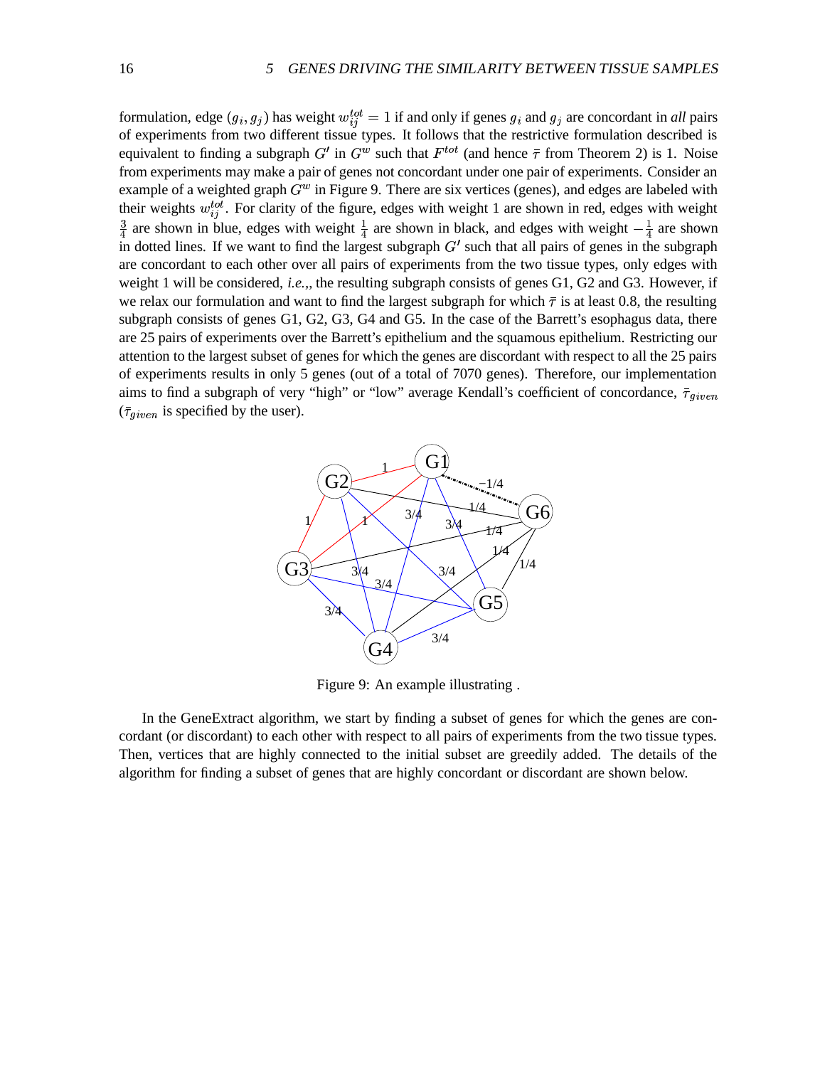formulation, edge $(g_i, g_j)$ has weight $w_{ij}^{tot} = 1$ if and only if genes $g_i$ and $g_j$ are concordant in *all* pairs of experiments from two different tissue types. It follows that the restrictive formulation described is equivalent to finding a subgraph $G'$ in $G^w$ such that $F^{tot}$ (and hence $\bar{\tau}$ from Theorem 2) is 1. Noise from experiments may make a pair of genes not concordant under one pair of experiments. Consider an example of a weighted graph $G^w$ in Figure 9. There are six vertices (genes), and edges are labeled with their weights $w_{ij}^{tot}$. For clarity of the figure, edges with weight 1 are shown in red, edges with weight $\frac{3}{4}$ are shown in blue, edges with weight $\frac{1}{4}$ are shown in black, and edges with weight $-\frac{1}{4}$ are shown in dotted lines. If we want to find the largest subgraph $G'$ such that all pairs of genes in the subgraph are concordant to each other over all pairs of experiments from the two tissue types, only edges with weight 1 will be considered, *i.e.*,, the resulting subgraph consists of genes G1, G2 and G3. However, if we relax our formulation and want to find the largest subgraph for which $\bar{\tau}$ is at least 0.8, the resulting subgraph consists of genes G1, G2, G3, G4 and G5. In the case of the Barrett's esophagus data, there are 25 pairs of experiments over the Barrett's epithelium and the squamous epithelium. Restricting our attention to the largest subset of genes for which the genes are discordant with respect to all the 25 pairs of experiments results in only 5 genes (out of a total of 7070 genes). Therefore, our implementation aims to find a subgraph of very "high" or "low" average Kendall's coefficient of concordance, $\bar{\tau}_{given}$ ($\bar{\tau}_{given}$ is specified by the user).

Figure 9: An example illustrating .

In the GeneExtract algorithm, we start by finding a subset of genes for which the genes are concordant (or discordant) to each other with respect to all pairs of experiments from the two tissue types. Then, vertices that are highly connected to the initial subset are greedily added. The details of the algorithm for finding a subset of genes that are highly concordant or discordant are shown below.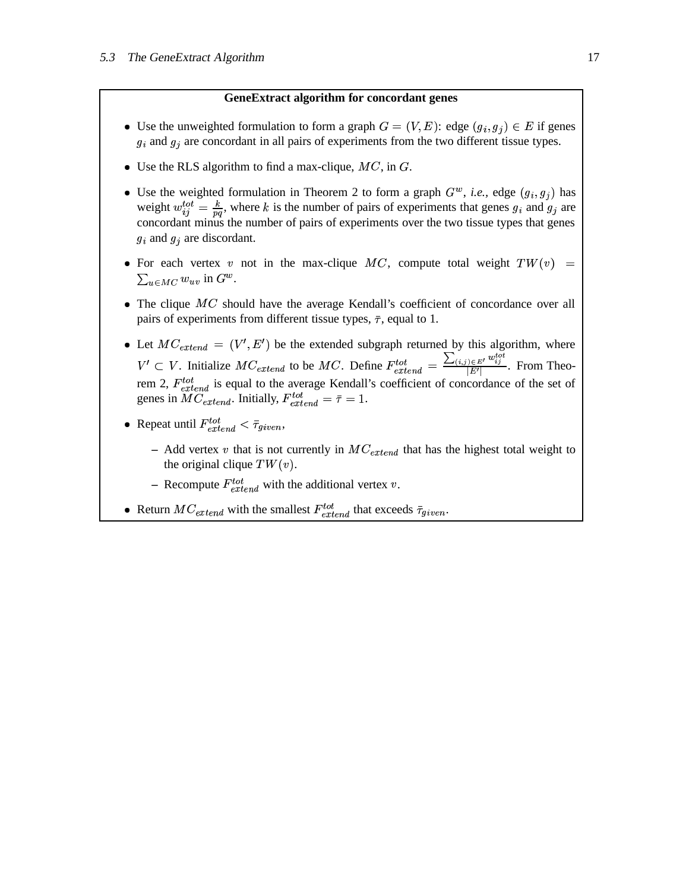**GeneExtract algorithm for concordant genes**

- Use the unweighted formulation to form a graph $G = (V, E)$: edge $(g_i, g_j) \in E$ if genes $g_i$ and $g_j$ are concordant in all pairs of experiments from the two different tissue types.
- Use the RLS algorithm to find a max-clique, $MC$, in $G$.
- Use the weighted formulation in Theorem 2 to form a graph $G^w$, *i.e.,* edge $(g_i, g_j)$ has weight $w_{ij}^{tot} = \frac{k}{pq}$, where $k$ is the number of pairs of experiments that genes $g_i$ and $g_j$ are concordant minus the number of pairs of experiments over the two tissue types that genes $g_i$ and $g_j$ are discordant.
- For each vertex $v$ not in the max-clique $MC$, compute total weight $TW(v) = \sum_{u \in MC} w_{uv}$ in $G^w$.
- The clique $MC$ should have the average Kendall's coefficient of concordance over all pairs of experiments from different tissue types, $\bar{\tau}$, equal to 1.
- Let $MC_{extend} = (V', E')$ be the extended subgraph returned by this algorithm, where $V' \subset V$. Initialize $MC_{extend}$ to be $MC$. Define $F_{extend}^{tot} = \frac{\sum_{(i,j) \in E'} w_{ij}^{tot}}{|E'|}$. From Theorem 2, $F_{extend}^{tot}$ is equal to the average Kendall's coefficient of concordance of the set of genes in $MC_{extend}$. Initially, $F_{extend}^{tot} = \bar{\tau} = 1$.
- Repeat until $F_{extend}^{tot} < \bar{\tau}_{given}$,
  - Add vertex $v$ that is not currently in $MC_{extend}$ that has the highest total weight to the original clique $TW(v)$.
  - Recompute $F_{extend}^{tot}$ with the additional vertex $v$.
- Return $MC_{extend}$ with the smallest $F_{extend}^{tot}$ that exceeds $\bar{\tau}_{given}$.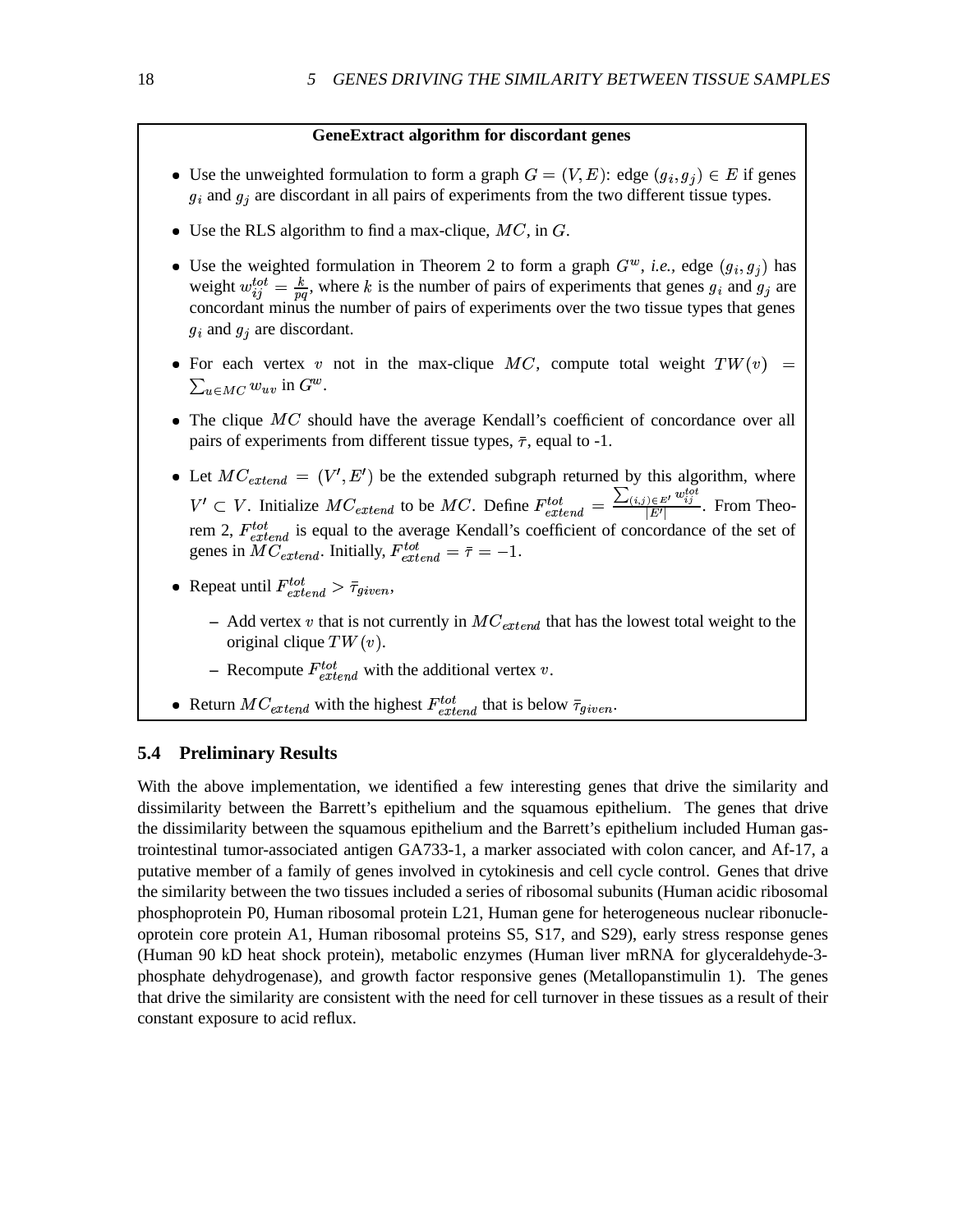**GeneExtract algorithm for discordant genes**

- Use the unweighted formulation to form a graph $G = (V, E)$: edge $(g_i, g_j) \in E$ if genes $g_i$ and $g_j$ are discordant in all pairs of experiments from the two different tissue types.
- Use the RLS algorithm to find a max-clique, $MC$, in $G$.
- Use the weighted formulation in Theorem 2 to form a graph $G^w$, *i.e.,* edge $(g_i, g_j)$ has weight $w_{ij}^{tot} = \frac{k}{pq}$, where $k$ is the number of pairs of experiments that genes $g_i$ and $g_j$ are concordant minus the number of pairs of experiments over the two tissue types that genes $g_i$ and $g_j$ are discordant.
- For each vertex $v$ not in the max-clique $MC$, compute total weight $TW(v) = \sum_{u \in MC} w_{uv}$ in $G^w$.
- The clique $MC$ should have the average Kendall's coefficient of concordance over all pairs of experiments from different tissue types, $\bar{\tau}$, equal to -1.
- Let $MC_{extend} = (V', E')$ be the extended subgraph returned by this algorithm, where $V' \subset V$. Initialize $MC_{extend}$ to be $MC$. Define $F_{extend}^{tot} = \frac{\sum_{(i,j) \in E'} w_{ij}^{tot}}{|E'|}$. From Theorem 2, $F_{extend}^{tot}$ is equal to the average Kendall's coefficient of concordance of the set of genes in $MC_{extend}$. Initially, $F_{extend}^{tot} = \bar{\tau} = -1$.
- Repeat until $F_{extend}^{tot} > \bar{\tau}_{given}$,
  - Add vertex $v$ that is not currently in $MC_{extend}$ that has the lowest total weight to the original clique $TW(v)$.
  - Recompute $F_{extend}^{tot}$ with the additional vertex $v$.
- Return $MC_{extend}$ with the highest $F_{extend}^{tot}$ that is below $\bar{\tau}_{given}$.

### 5.4 Preliminary Results

With the above implementation, we identified a few interesting genes that drive the similarity and dissimilarity between the Barrett's epithelium and the squamous epithelium. The genes that drive the dissimilarity between the squamous epithelium and the Barrett's epithelium included Human gastrointestinal tumor-associated antigen GA733-1, a marker associated with colon cancer, and Af-17, a putative member of a family of genes involved in cytokinesis and cell cycle control. Genes that drive the similarity between the two tissues included a series of ribosomal subunits (Human acidic ribosomal phosphoprotein P0, Human ribosomal protein L21, Human gene for heterogeneous nuclear ribonucleoprotein core protein A1, Human ribosomal proteins S5, S17, and S29), early stress response genes (Human 90 kD heat shock protein), metabolic enzymes (Human liver mRNA for glyceraldehyde-3-phosphate dehydrogenase), and growth factor responsive genes (Metallopanstimulin 1). The genes that drive the similarity are consistent with the need for cell turnover in these tissues as a result of their constant exposure to acid reflux.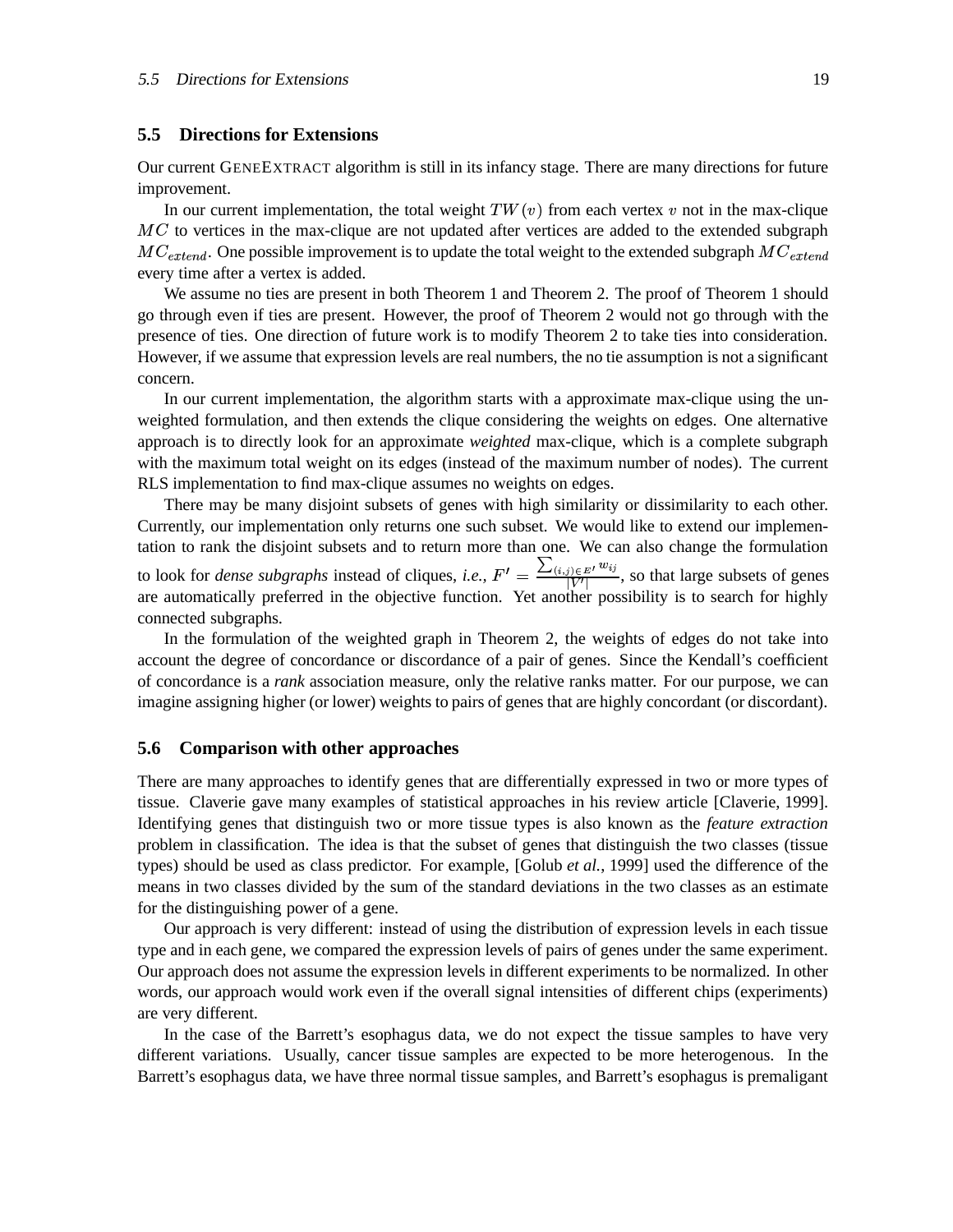## 5.5 Directions for Extensions

Our current GENEEXTRACT algorithm is still in its infancy stage. There are many directions for future improvement.

In our current implementation, the total weight $TW(v)$ from each vertex $v$ not in the max-clique $MC$ to vertices in the max-clique are not updated after vertices are added to the extended subgraph $MC_{extend}$. One possible improvement is to update the total weight to the extended subgraph $MC_{extend}$ every time after a vertex is added.

We assume no ties are present in both Theorem 1 and Theorem 2. The proof of Theorem 1 should go through even if ties are present. However, the proof of Theorem 2 would not go through with the presence of ties. One direction of future work is to modify Theorem 2 to take ties into consideration. However, if we assume that expression levels are real numbers, the no tie assumption is not a significant concern.

In our current implementation, the algorithm starts with a approximate max-clique using the unweighted formulation, and then extends the clique considering the weights on edges. One alternative approach is to directly look for an approximate *weighted* max-clique, which is a complete subgraph with the maximum total weight on its edges (instead of the maximum number of nodes). The current RLS implementation to find max-clique assumes no weights on edges.

There may be many disjoint subsets of genes with high similarity or dissimilarity to each other. Currently, our implementation only returns one such subset. We would like to extend our implementation to rank the disjoint subsets and to return more than one. We can also change the formulation to look for *dense subgraphs* instead of cliques, *i.e.*, $F' = \frac{\sum_{(i,j) \in E'} w_{ij}}{|V'|}$, so that large subsets of genes are automatically preferred in the objective function. Yet another possibility is to search for highly connected subgraphs.

In the formulation of the weighted graph in Theorem 2, the weights of edges do not take into account the degree of concordance or discordance of a pair of genes. Since the Kendall's coefficient of concordance is a *rank* association measure, only the relative ranks matter. For our purpose, we can imagine assigning higher (or lower) weights to pairs of genes that are highly concordant (or discordant).

## 5.6 Comparison with other approaches

There are many approaches to identify genes that are differentially expressed in two or more types of tissue. Claverie gave many examples of statistical approaches in his review article [Claverie, 1999]. Identifying genes that distinguish two or more tissue types is also known as the *feature extraction* problem in classification. The idea is that the subset of genes that distinguish the two classes (tissue types) should be used as class predictor. For example, [Golub *et al.*, 1999] used the difference of the means in two classes divided by the sum of the standard deviations in the two classes as an estimate for the distinguishing power of a gene.

Our approach is very different: instead of using the distribution of expression levels in each tissue type and in each gene, we compared the expression levels of pairs of genes under the same experiment. Our approach does not assume the expression levels in different experiments to be normalized. In other words, our approach would work even if the overall signal intensities of different chips (experiments) are very different.

In the case of the Barrett's esophagus data, we do not expect the tissue samples to have very different variations. Usually, cancer tissue samples are expected to be more heterogenous. In the Barrett's esophagus data, we have three normal tissue samples, and Barrett's esophagus is premaligant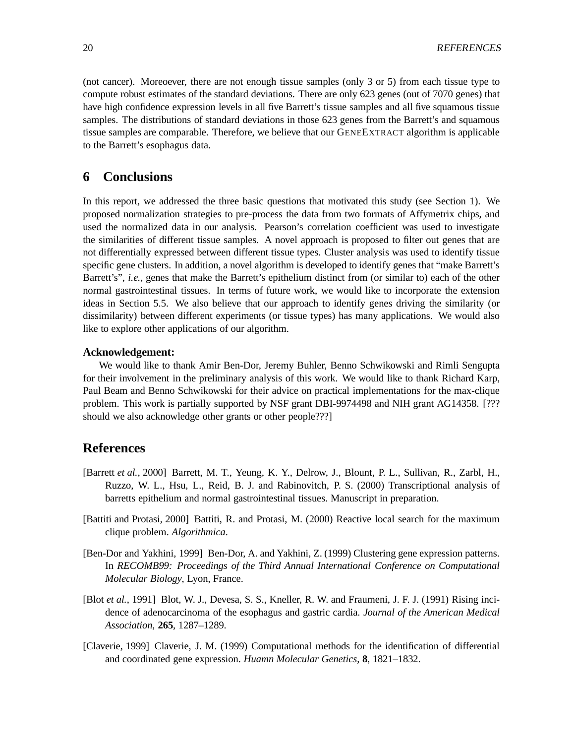(not cancer). Moreoever, there are not enough tissue samples (only 3 or 5) from each tissue type to compute robust estimates of the standard deviations. There are only 623 genes (out of 7070 genes) that have high confidence expression levels in all five Barrett's tissue samples and all five squamous tissue samples. The distributions of standard deviations in those 623 genes from the Barrett's and squamous tissue samples are comparable. Therefore, we believe that our GENEEXTRACT algorithm is applicable to the Barrett's esophagus data.

## 6 Conclusions

In this report, we addressed the three basic questions that motivated this study (see Section 1). We proposed normalization strategies to pre-process the data from two formats of Affymetrix chips, and used the normalized data in our analysis. Pearson's correlation coefficient was used to investigate the similarities of different tissue samples. A novel approach is proposed to filter out genes that are not differentially expressed between different tissue types. Cluster analysis was used to identify tissue specific gene clusters. In addition, a novel algorithm is developed to identify genes that "make Barrett's Barrett's", *i.e.,* genes that make the Barrett's epithelium distinct from (or similar to) each of the other normal gastrointestinal tissues. In terms of future work, we would like to incorporate the extension ideas in Section 5.5. We also believe that our approach to identify genes driving the similarity (or dissimilarity) between different experiments (or tissue types) has many applications. We would also like to explore other applications of our algorithm.

### Acknowledgement:

We would like to thank Amir Ben-Dor, Jeremy Buhler, Benno Schwikowski and Rimli Sengupta for their involvement in the preliminary analysis of this work. We would like to thank Richard Karp, Paul Beam and Benno Schwikowski for their advice on practical implementations for the max-clique problem. This work is partially supported by NSF grant DBI-9974498 and NIH grant AG14358. [??? should we also acknowledge other grants or other people???]

## References

[Barrett *et al.*, 2000] Barrett, M. T., Yeung, K. Y., Delrow, J., Blount, P. L., Sullivan, R., Zarbl, H., Ruzzo, W. L., Hsu, L., Reid, B. J. and Rabinovitch, P. S. (2000) Transcriptional analysis of barretts epithelium and normal gastrointestinal tissues. Manuscript in preparation.

[Battiti and Protasi, 2000] Battiti, R. and Protasi, M. (2000) Reactive local search for the maximum clique problem. *Algorithmica*.

[Ben-Dor and Yakhini, 1999] Ben-Dor, A. and Yakhini, Z. (1999) Clustering gene expression patterns. In *RECOMB99: Proceedings of the Third Annual International Conference on Computational Molecular Biology*, Lyon, France.

[Blot *et al.*, 1991] Blot, W. J., Devesa, S. S., Kneller, R. W. and Fraumeni, J. F. J. (1991) Rising incidence of adenocarcinoma of the esophagus and gastric cardia. *Journal of the American Medical Association*, **265**, 1287–1289.

[Claverie, 1999] Claverie, J. M. (1999) Computational methods for the identification of differential and coordinated gene expression. *Huamn Molecular Genetics*, **8**, 1821–1832.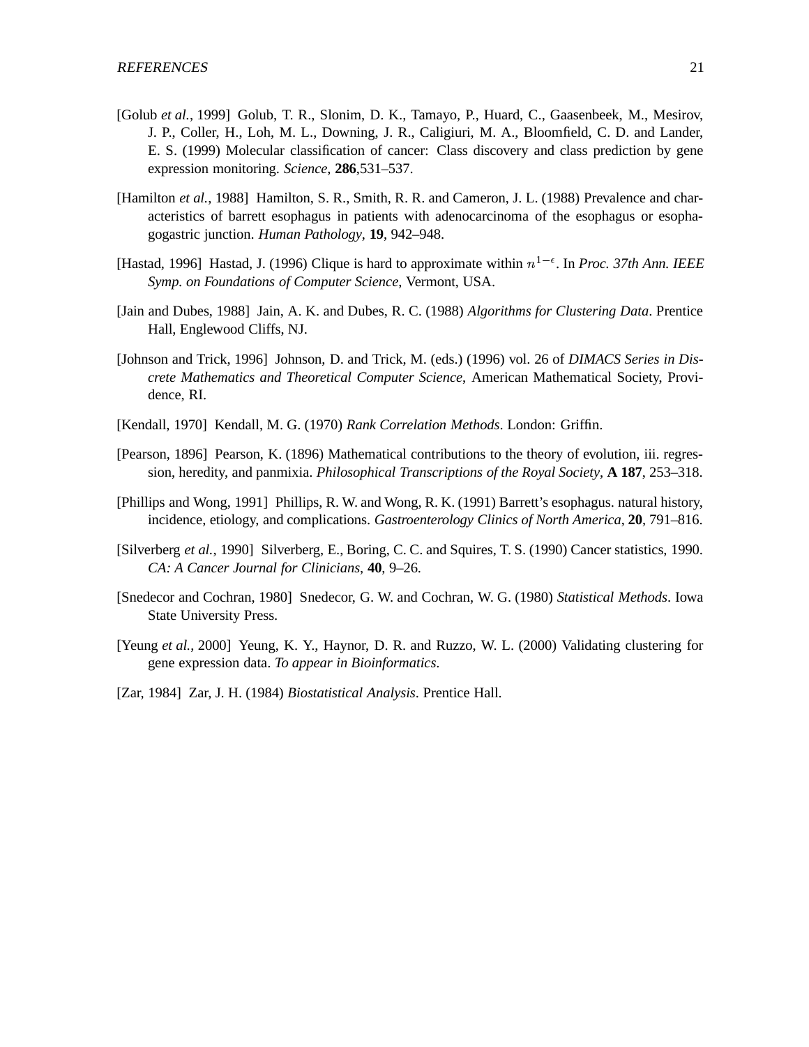[Golub *et al.*, 1999] Golub, T. R., Slonim, D. K., Tamayo, P., Huard, C., Gaasenbeek, M., Mesirov, J. P., Coller, H., Loh, M. L., Downing, J. R., Caligiuri, M. A., Bloomfield, C. D. and Lander, E. S. (1999) Molecular classification of cancer: Class discovery and class prediction by gene expression monitoring. *Science*, **286**,531–537.

[Hamilton *et al.*, 1988] Hamilton, S. R., Smith, R. R. and Cameron, J. L. (1988) Prevalence and characteristics of barrett esophagus in patients with adenocarcinoma of the esophagus or esophagogastric junction. *Human Pathology*, **19**, 942–948.

[Hastad, 1996] Hastad, J. (1996) Clique is hard to approximate within $n^{1-\epsilon}$. In *Proc. 37th Ann. IEEE Symp. on Foundations of Computer Science*, Vermont, USA.

[Jain and Dubes, 1988] Jain, A. K. and Dubes, R. C. (1988) *Algorithms for Clustering Data*. Prentice Hall, Englewood Cliffs, NJ.

[Johnson and Trick, 1996] Johnson, D. and Trick, M. (eds.) (1996) vol. 26 of *DIMACS Series in Discrete Mathematics and Theoretical Computer Science*, American Mathematical Society, Providence, RI.

[Kendall, 1970] Kendall, M. G. (1970) *Rank Correlation Methods*. London: Griffin.

[Pearson, 1896] Pearson, K. (1896) Mathematical contributions to the theory of evolution, iii. regression, heredity, and panmixia. *Philosophical Transcriptions of the Royal Society*, **A 187**, 253–318.

[Phillips and Wong, 1991] Phillips, R. W. and Wong, R. K. (1991) Barrett's esophagus. natural history, incidence, etiology, and complications. *Gastroenterology Clinics of North America*, **20**, 791–816.

[Silverberg *et al.*, 1990] Silverberg, E., Boring, C. C. and Squires, T. S. (1990) Cancer statistics, 1990. *CA: A Cancer Journal for Clinicians*, **40**, 9–26.

[Snedecor and Cochran, 1980] Snedecor, G. W. and Cochran, W. G. (1980) *Statistical Methods*. Iowa State University Press.

[Yeung *et al.*, 2000] Yeung, K. Y., Haynor, D. R. and Ruzzo, W. L. (2000) Validating clustering for gene expression data. *To appear in Bioinformatics*.

[Zar, 1984] Zar, J. H. (1984) *Biostatistical Analysis*. Prentice Hall.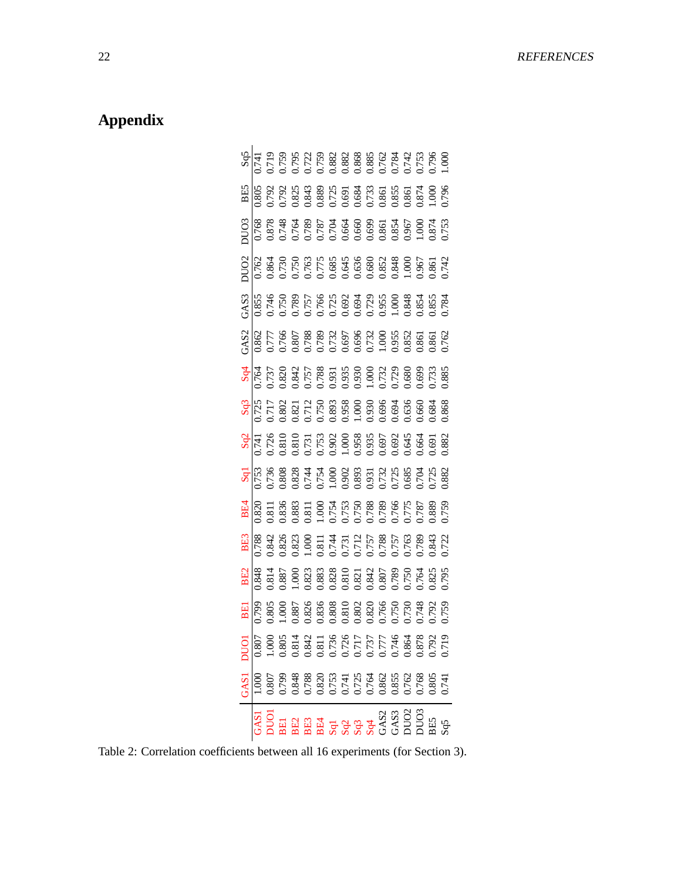# Appendix

| | GAS1 | DUO1 | BE1 | BE2 | BE3 | BE4 | Sq1 | Sq2 | Sq3 | Sq4 | GAS2 | GAS3 | DUO2 | DUO3 | BE5 | Sq5 |
|---|---|---|---|---|---|---|---|---|---|---|---|---|---|---|---|---|
| GAS1 | 1.000 | 0.807 | 0.799 | 0.848 | 0.788 | 0.820 | 0.753 | 0.741 | 0.725 | 0.764 | 0.862 | 0.855 | 0.762 | 0.768 | 0.805 | 0.741 |
| DUO1 | 0.807 | 1.000 | 0.805 | 0.814 | 0.842 | 0.811 | 0.736 | 0.726 | 0.717 | 0.737 | 0.777 | 0.746 | 0.864 | 0.878 | 0.792 | 0.719 |
| BE1 | 0.799 | 0.805 | 1.000 | 0.887 | 0.826 | 0.836 | 0.808 | 0.810 | 0.802 | 0.820 | 0.766 | 0.750 | 0.730 | 0.748 | 0.792 | 0.759 |
| BE2 | 0.848 | 0.814 | 0.887 | 1.000 | 0.823 | 0.883 | 0.828 | 0.810 | 0.821 | 0.842 | 0.807 | 0.789 | 0.750 | 0.764 | 0.825 | 0.795 |
| BE3 | 0.788 | 0.842 | 0.826 | 0.823 | 1.000 | 0.811 | 0.744 | 0.731 | 0.712 | 0.757 | 0.788 | 0.757 | 0.763 | 0.789 | 0.843 | 0.722 |
| BE4 | 0.820 | 0.811 | 0.836 | 0.883 | 0.811 | 1.000 | 0.754 | 0.753 | 0.750 | 0.788 | 0.789 | 0.766 | 0.775 | 0.787 | 0.889 | 0.759 |
| Sq1 | 0.753 | 0.736 | 0.808 | 0.828 | 0.744 | 0.754 | 1.000 | 0.902 | 0.893 | 0.931 | 0.732 | 0.725 | 0.685 | 0.704 | 0.725 | 0.882 |
| Sq2 | 0.741 | 0.726 | 0.810 | 0.810 | 0.731 | 0.753 | 0.902 | 1.000 | 0.958 | 0.935 | 0.697 | 0.692 | 0.645 | 0.664 | 0.691 | 0.882 |
| Sq3 | 0.725 | 0.717 | 0.802 | 0.821 | 0.712 | 0.750 | 0.893 | 0.958 | 1.000 | 0.930 | 0.696 | 0.694 | 0.636 | 0.660 | 0.684 | 0.868 |
| Sq4 | 0.764 | 0.737 | 0.820 | 0.842 | 0.757 | 0.788 | 0.931 | 0.935 | 0.930 | 1.000 | 0.732 | 0.729 | 0.680 | 0.699 | 0.733 | 0.885 |
| GAS2 | 0.862 | 0.777 | 0.766 | 0.807 | 0.788 | 0.789 | 0.732 | 0.697 | 0.696 | 0.732 | 1.000 | 0.955 | 0.852 | 0.861 | 0.861 | 0.762 |
| GAS3 | 0.855 | 0.746 | 0.750 | 0.789 | 0.757 | 0.766 | 0.725 | 0.692 | 0.694 | 0.729 | 0.955 | 1.000 | 0.848 | 0.854 | 0.855 | 0.784 |
| DUO2 | 0.762 | 0.864 | 0.730 | 0.750 | 0.763 | 0.775 | 0.685 | 0.645 | 0.636 | 0.680 | 0.852 | 0.848 | 1.000 | 0.967 | 0.861 | 0.742 |
| DUO3 | 0.768 | 0.878 | 0.748 | 0.764 | 0.789 | 0.787 | 0.704 | 0.664 | 0.660 | 0.699 | 0.861 | 0.854 | 0.967 | 1.000 | 0.874 | 0.753 |
| BE5 | 0.805 | 0.792 | 0.792 | 0.825 | 0.843 | 0.889 | 0.725 | 0.691 | 0.684 | 0.733 | 0.861 | 0.855 | 0.861 | 0.874 | 1.000 | 0.796 |
| Sq5 | 0.741 | 0.719 | 0.759 | 0.795 | 0.722 | 0.759 | 0.882 | 0.882 | 0.868 | 0.885 | 0.762 | 0.784 | 0.742 | 0.753 | 0.796 | 1.000 |

Table 2: Correlation coefficients between all 16 experiments (for Section 3).